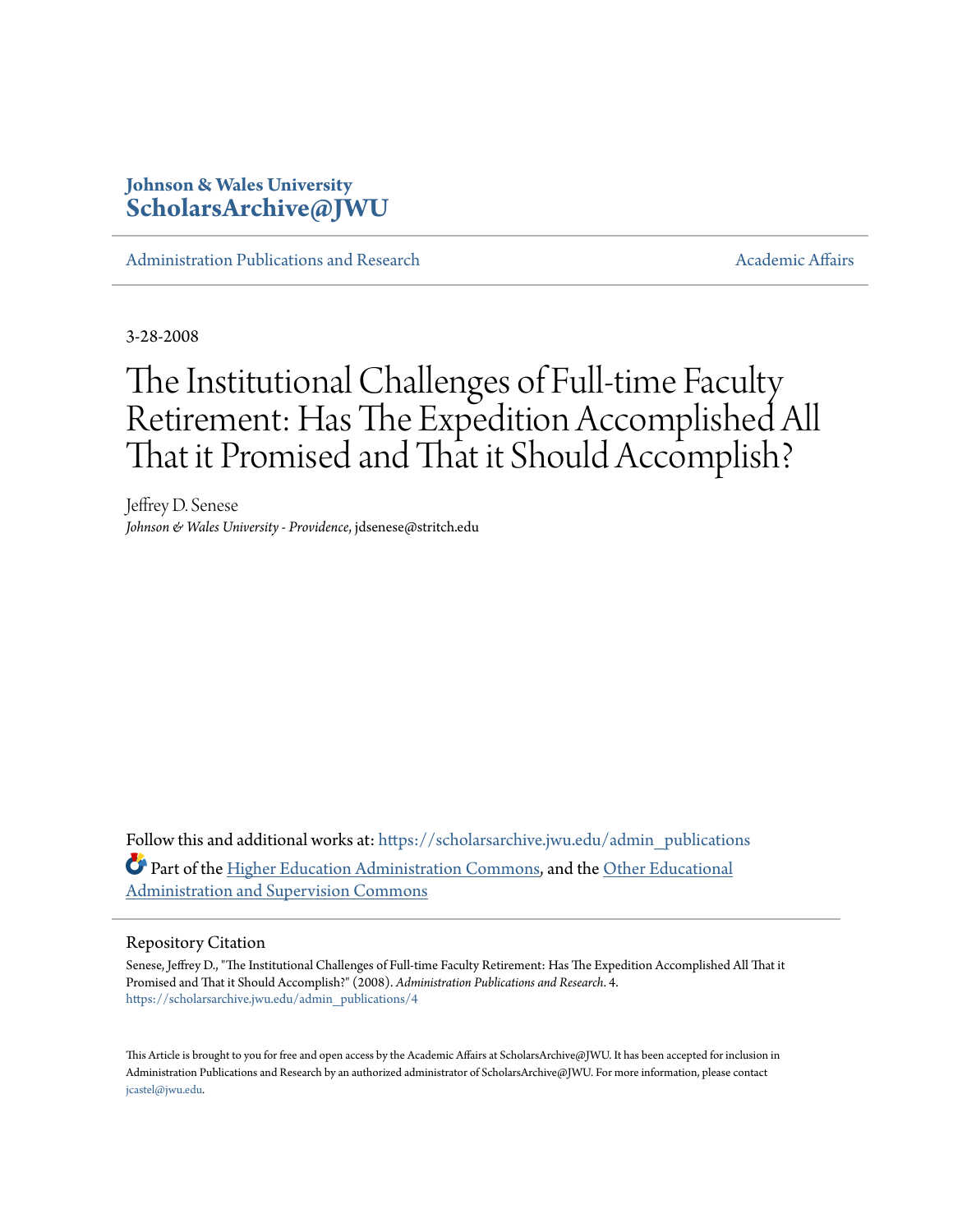Johson & Wales University
**ScholarsArchive@JWU**

Administration Publications and Research

Academic Affairs

3-28-2008

# The Institutional Challenges of Full-time Faculty Retirement: Has The Expedition Accomplished All That it Promised and That it Should Accomplish?

Jeffrey D. Senese
*Johnson & Wales University - Providence*, jdsenese@stritch.edu

Follow this and additional works at: https://scholarsarchive.jwu.edu/admin_publications

Part of the Higher Education Administration Commons, and the Other Educational Administration and Supervision Commons

## Repository Citation

Senese, Jeffrey D., "The Institutional Challenges of Full-time Faculty Retirement: Has The Expedition Accomplished All That it Promised and That it Should Accomplish?" (2008). *Administration Publications and Research*. 4.
https://scholarsarchive.jwu.edu/admin_publications/4

This Article is brought to you for free and open access by the Academic Affairs at ScholarsArchive@JWU. It has been accepted for inclusion in Administration Publications and Research by an authorized administrator of ScholarsArchive@JWU. For more information, please contact jcastel@jwu.edu.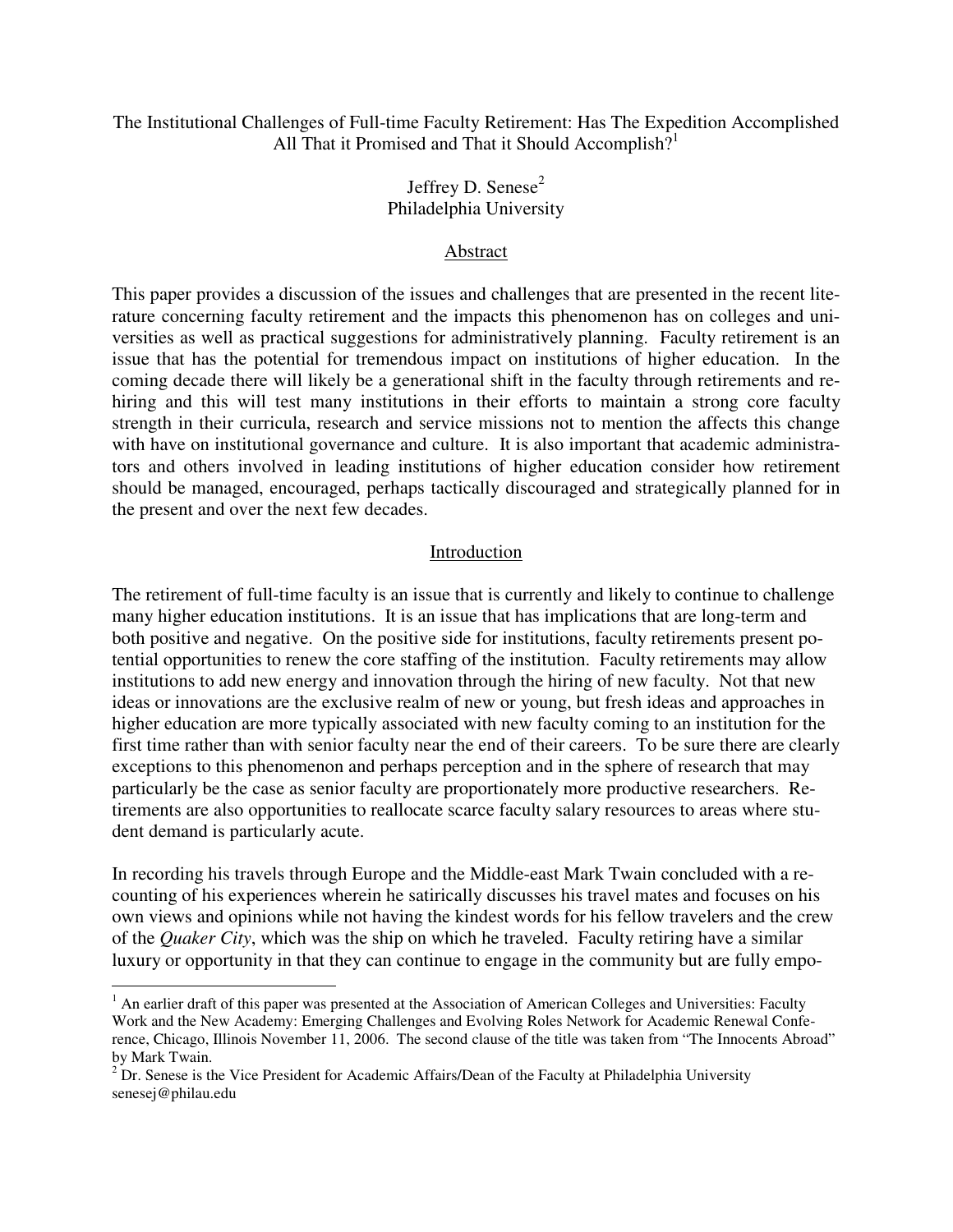The Institutional Challenges of Full-time Faculty Retirement: Has The Expedition Accomplished All That it Promised and That it Should Accomplish?[1]

Jeffrey D. Senese[2]
Philadelphia University

## Abstract

This paper provides a discussion of the issues and challenges that are presented in the recent literature concerning faculty retirement and the impacts this phenomenon has on colleges and universities as well as practical suggestions for administratively planning. Faculty retirement is an issue that has the potential for tremendous impact on institutions of higher education. In the coming decade there will likely be a generational shift in the faculty through retirements and rehiring and this will test many institutions in their efforts to maintain a strong core faculty strength in their curricula, research and service missions not to mention the affects this change with have on institutional governance and culture. It is also important that academic administrators and others involved in leading institutions of higher education consider how retirement should be managed, encouraged, perhaps tactically discouraged and strategically planned for in the present and over the next few decades.

## Introduction

The retirement of full-time faculty is an issue that is currently and likely to continue to challenge many higher education institutions. It is an issue that has implications that are long-term and both positive and negative. On the positive side for institutions, faculty retirements present potential opportunities to renew the core staffing of the institution. Faculty retirements may allow institutions to add new energy and innovation through the hiring of new faculty. Not that new ideas or innovations are the exclusive realm of new or young, but fresh ideas and approaches in higher education are more typically associated with new faculty coming to an institution for the first time rather than with senior faculty near the end of their careers. To be sure there are clearly exceptions to this phenomenon and perhaps perception and in the sphere of research that may particularly be the case as senior faculty are proportionately more productive researchers. Retirements are also opportunities to reallocate scarce faculty salary resources to areas where student demand is particularly acute.

In recording his travels through Europe and the Middle-east Mark Twain concluded with a recounting of his experiences wherein he satirically discusses his travel mates and focuses on his own views and opinions while not having the kindest words for his fellow travelers and the crew of the *Quaker City*, which was the ship on which he traveled. Faculty retiring have a similar luxury or opportunity in that they can continue to engage in the community but are fully empo-

[1] An earlier draft of this paper was presented at the Association of American Colleges and Universities: Faculty Work and the New Academy: Emerging Challenges and Evolving Roles Network for Academic Renewal Conference, Chicago, Illinois November 11, 2006. The second clause of the title was taken from "The Innocents Abroad" by Mark Twain.

[2] Dr. Senese is the Vice President for Academic Affairs/Dean of the Faculty at Philadelphia University senesej@philau.edu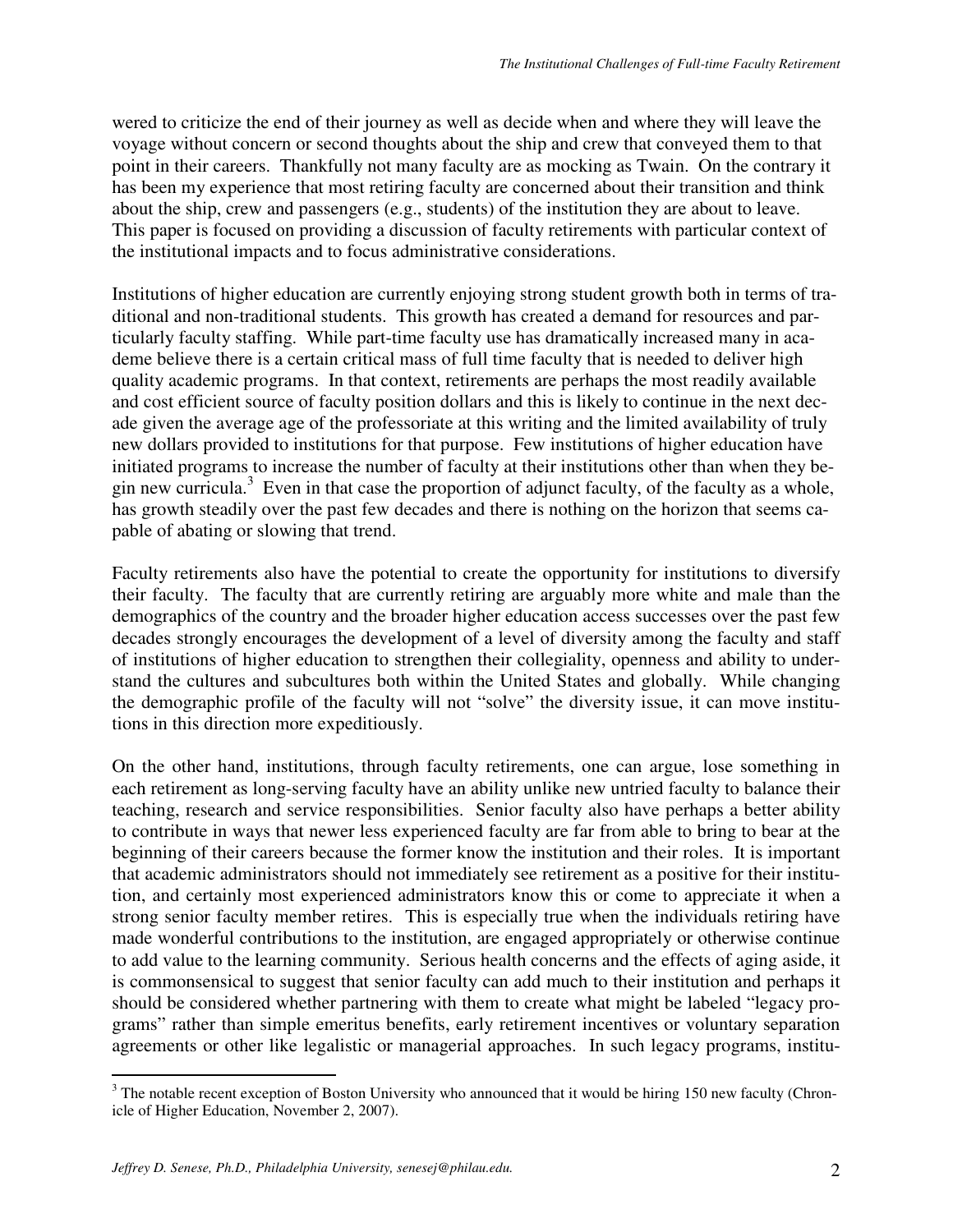wered to criticize the end of their journey as well as decide when and where they will leave the voyage without concern or second thoughts about the ship and crew that conveyed them to that point in their careers. Thankfully not many faculty are as mocking as Twain. On the contrary it has been my experience that most retiring faculty are concerned about their transition and think about the ship, crew and passengers (e.g., students) of the institution they are about to leave. This paper is focused on providing a discussion of faculty retirements with particular context of the institutional impacts and to focus administrative considerations.

Institutions of higher education are currently enjoying strong student growth both in terms of traditional and non-traditional students. This growth has created a demand for resources and particularly faculty staffing. While part-time faculty use has dramatically increased many in academe believe there is a certain critical mass of full time faculty that is needed to deliver high quality academic programs. In that context, retirements are perhaps the most readily available and cost efficient source of faculty position dollars and this is likely to continue in the next decade given the average age of the professoriate at this writing and the limited availability of truly new dollars provided to institutions for that purpose. Few institutions of higher education have initiated programs to increase the number of faculty at their institutions other than when they begin new curricula.[3] Even in that case the proportion of adjunct faculty, of the faculty as a whole, has growth steadily over the past few decades and there is nothing on the horizon that seems capable of abating or slowing that trend.

Faculty retirements also have the potential to create the opportunity for institutions to diversify their faculty. The faculty that are currently retiring are arguably more white and male than the demographics of the country and the broader higher education access successes over the past few decades strongly encourages the development of a level of diversity among the faculty and staff of institutions of higher education to strengthen their collegiality, openness and ability to understand the cultures and subcultures both within the United States and globally. While changing the demographic profile of the faculty will not "solve" the diversity issue, it can move institutions in this direction more expeditiously.

On the other hand, institutions, through faculty retirements, one can argue, lose something in each retirement as long-serving faculty have an ability unlike new untried faculty to balance their teaching, research and service responsibilities. Senior faculty also have perhaps a better ability to contribute in ways that newer less experienced faculty are far from able to bring to bear at the beginning of their careers because the former know the institution and their roles. It is important that academic administrators should not immediately see retirement as a positive for their institution, and certainly most experienced administrators know this or come to appreciate it when a strong senior faculty member retires. This is especially true when the individuals retiring have made wonderful contributions to the institution, are engaged appropriately or otherwise continue to add value to the learning community. Serious health concerns and the effects of aging aside, it is commonsensical to suggest that senior faculty can add much to their institution and perhaps it should be considered whether partnering with them to create what might be labeled "legacy programs" rather than simple emeritus benefits, early retirement incentives or voluntary separation agreements or other like legalistic or managerial approaches. In such legacy programs, institu-

[3] The notable recent exception of Boston University who announced that it would be hiring 150 new faculty (Chronicle of Higher Education, November 2, 2007).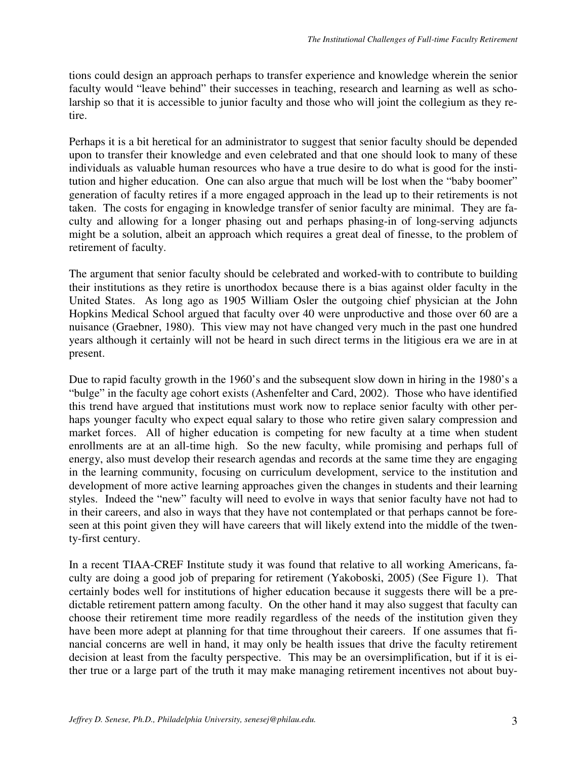tions could design an approach perhaps to transfer experience and knowledge wherein the senior faculty would "leave behind" their successes in teaching, research and learning as well as scholarship so that it is accessible to junior faculty and those who will joint the collegium as they retire.

Perhaps it is a bit heretical for an administrator to suggest that senior faculty should be depended upon to transfer their knowledge and even celebrated and that one should look to many of these individuals as valuable human resources who have a true desire to do what is good for the institution and higher education. One can also argue that much will be lost when the "baby boomer" generation of faculty retires if a more engaged approach in the lead up to their retirements is not taken. The costs for engaging in knowledge transfer of senior faculty are minimal. They are faculty and allowing for a longer phasing out and perhaps phasing-in of long-serving adjuncts might be a solution, albeit an approach which requires a great deal of finesse, to the problem of retirement of faculty.

The argument that senior faculty should be celebrated and worked-with to contribute to building their institutions as they retire is unorthodox because there is a bias against older faculty in the United States. As long ago as 1905 William Osler the outgoing chief physician at the John Hopkins Medical School argued that faculty over 40 were unproductive and those over 60 are a nuisance (Graebner, 1980). This view may not have changed very much in the past one hundred years although it certainly will not be heard in such direct terms in the litigious era we are in at present.

Due to rapid faculty growth in the 1960's and the subsequent slow down in hiring in the 1980's a "bulge" in the faculty age cohort exists (Ashenfelter and Card, 2002). Those who have identified this trend have argued that institutions must work now to replace senior faculty with other perhaps younger faculty who expect equal salary to those who retire given salary compression and market forces. All of higher education is competing for new faculty at a time when student enrollments are at an all-time high. So the new faculty, while promising and perhaps full of energy, also must develop their research agendas and records at the same time they are engaging in the learning community, focusing on curriculum development, service to the institution and development of more active learning approaches given the changes in students and their learning styles. Indeed the "new" faculty will need to evolve in ways that senior faculty have not had to in their careers, and also in ways that they have not contemplated or that perhaps cannot be foreseen at this point given they will have careers that will likely extend into the middle of the twenty-first century.

In a recent TIAA-CREF Institute study it was found that relative to all working Americans, faculty are doing a good job of preparing for retirement (Yakoboski, 2005) (See Figure 1). That certainly bodes well for institutions of higher education because it suggests there will be a predictable retirement pattern among faculty. On the other hand it may also suggest that faculty can choose their retirement time more readily regardless of the needs of the institution given they have been more adept at planning for that time throughout their careers. If one assumes that financial concerns are well in hand, it may only be health issues that drive the faculty retirement decision at least from the faculty perspective. This may be an oversimplification, but if it is either true or a large part of the truth it may make managing retirement incentives not about buy-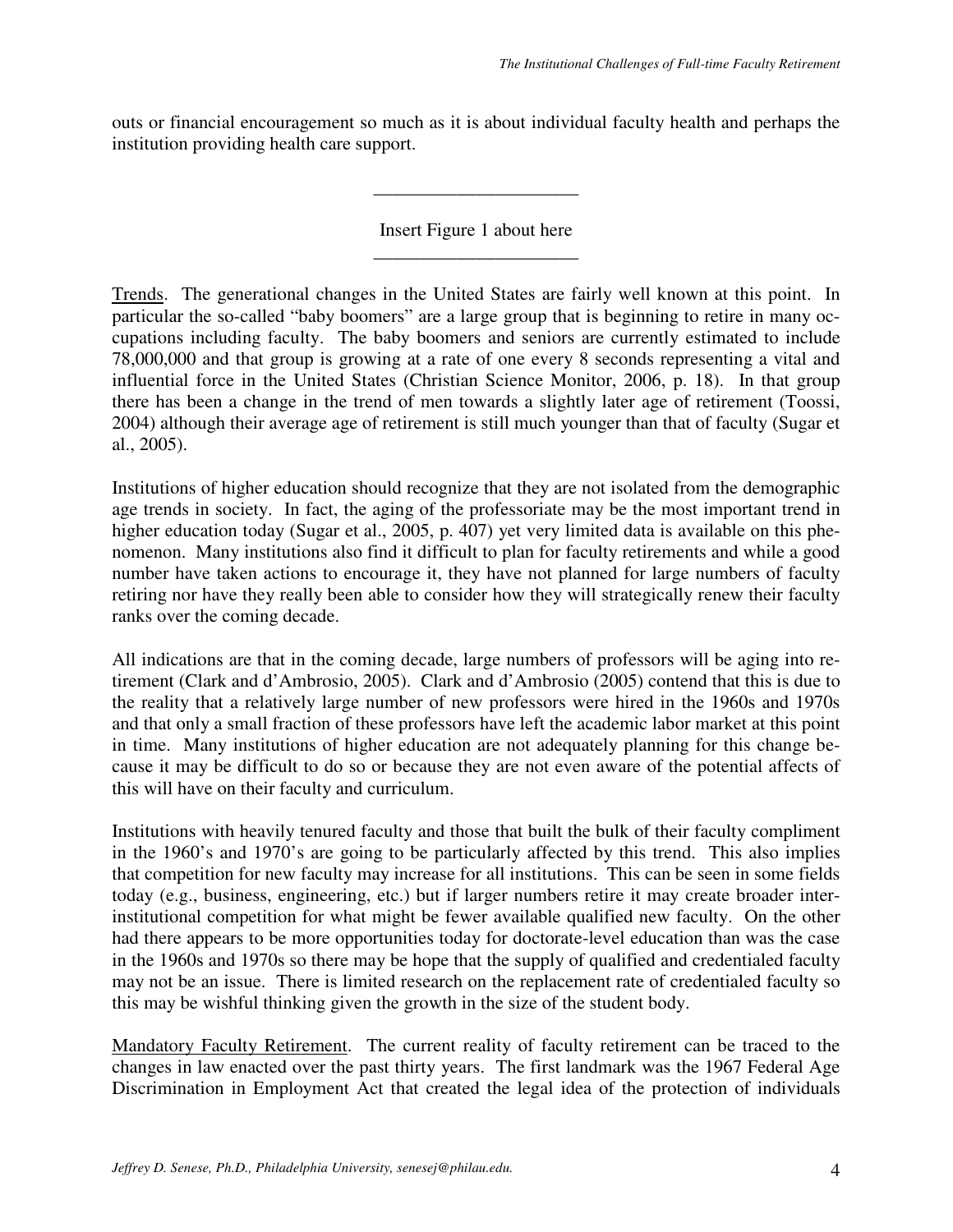outs or financial encouragement so much as it is about individual faculty health and perhaps the institution providing health care support.

______________________

Insert Figure 1 about here

______________________

Trends. The generational changes in the United States are fairly well known at this point. In particular the so-called "baby boomers" are a large group that is beginning to retire in many occupations including faculty. The baby boomers and seniors are currently estimated to include 78,000,000 and that group is growing at a rate of one every 8 seconds representing a vital and influential force in the United States (Christian Science Monitor, 2006, p. 18). In that group there has been a change in the trend of men towards a slightly later age of retirement (Toossi, 2004) although their average age of retirement is still much younger than that of faculty (Sugar et al., 2005).

Institutions of higher education should recognize that they are not isolated from the demographic age trends in society. In fact, the aging of the professoriate may be the most important trend in higher education today (Sugar et al., 2005, p. 407) yet very limited data is available on this phenomenon. Many institutions also find it difficult to plan for faculty retirements and while a good number have taken actions to encourage it, they have not planned for large numbers of faculty retiring nor have they really been able to consider how they will strategically renew their faculty ranks over the coming decade.

All indications are that in the coming decade, large numbers of professors will be aging into retirement (Clark and d'Ambrosio, 2005). Clark and d'Ambrosio (2005) contend that this is due to the reality that a relatively large number of new professors were hired in the 1960s and 1970s and that only a small fraction of these professors have left the academic labor market at this point in time. Many institutions of higher education are not adequately planning for this change because it may be difficult to do so or because they are not even aware of the potential affects of this will have on their faculty and curriculum.

Institutions with heavily tenured faculty and those that built the bulk of their faculty compliment in the 1960's and 1970's are going to be particularly affected by this trend. This also implies that competition for new faculty may increase for all institutions. This can be seen in some fields today (e.g., business, engineering, etc.) but if larger numbers retire it may create broader inter-institutional competition for what might be fewer available qualified new faculty. On the other had there appears to be more opportunities today for doctorate-level education than was the case in the 1960s and 1970s so there may be hope that the supply of qualified and credentialed faculty may not be an issue. There is limited research on the replacement rate of credentialed faculty so this may be wishful thinking given the growth in the size of the student body.

Mandatory Faculty Retirement. The current reality of faculty retirement can be traced to the changes in law enacted over the past thirty years. The first landmark was the 1967 Federal Age Discrimination in Employment Act that created the legal idea of the protection of individuals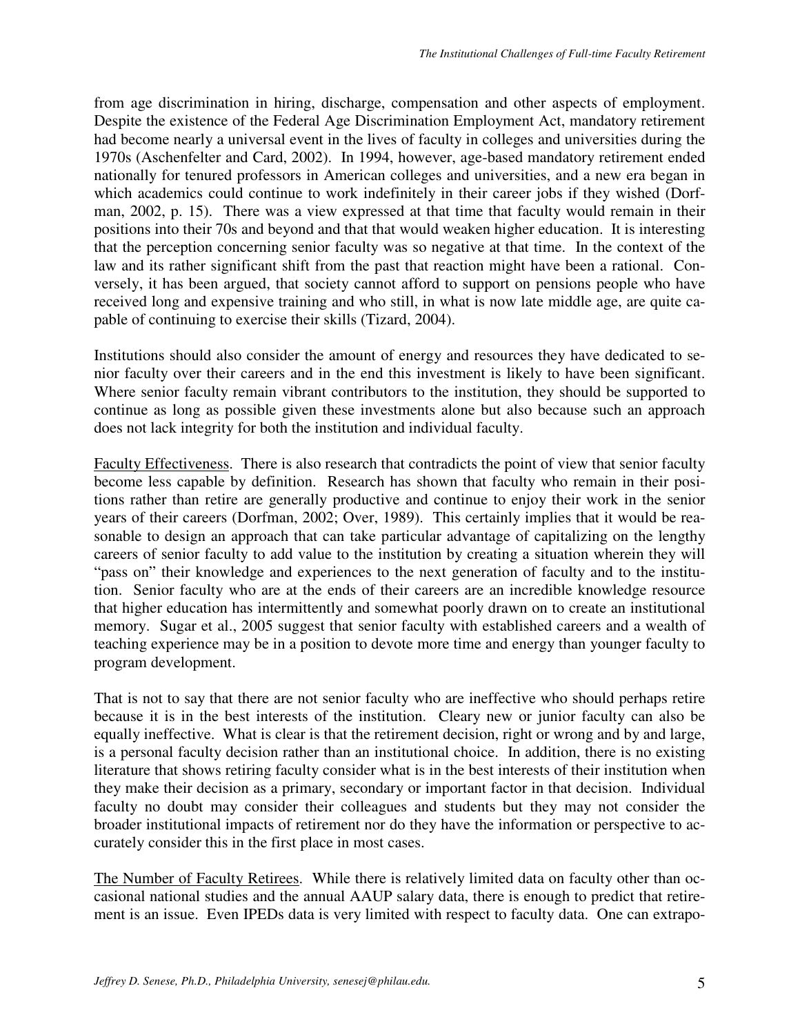from age discrimination in hiring, discharge, compensation and other aspects of employment. Despite the existence of the Federal Age Discrimination Employment Act, mandatory retirement had become nearly a universal event in the lives of faculty in colleges and universities during the 1970s (Aschenfelter and Card, 2002). In 1994, however, age-based mandatory retirement ended nationally for tenured professors in American colleges and universities, and a new era began in which academics could continue to work indefinitely in their career jobs if they wished (Dorfman, 2002, p. 15). There was a view expressed at that time that faculty would remain in their positions into their 70s and beyond and that that would weaken higher education. It is interesting that the perception concerning senior faculty was so negative at that time. In the context of the law and its rather significant shift from the past that reaction might have been a rational. Conversely, it has been argued, that society cannot afford to support on pensions people who have received long and expensive training and who still, in what is now late middle age, are quite capable of continuing to exercise their skills (Tizard, 2004).

Institutions should also consider the amount of energy and resources they have dedicated to senior faculty over their careers and in the end this investment is likely to have been significant. Where senior faculty remain vibrant contributors to the institution, they should be supported to continue as long as possible given these investments alone but also because such an approach does not lack integrity for both the institution and individual faculty.

Faculty Effectiveness. There is also research that contradicts the point of view that senior faculty become less capable by definition. Research has shown that faculty who remain in their positions rather than retire are generally productive and continue to enjoy their work in the senior years of their careers (Dorfman, 2002; Over, 1989). This certainly implies that it would be reasonable to design an approach that can take particular advantage of capitalizing on the lengthy careers of senior faculty to add value to the institution by creating a situation wherein they will "pass on" their knowledge and experiences to the next generation of faculty and to the institution. Senior faculty who are at the ends of their careers are an incredible knowledge resource that higher education has intermittently and somewhat poorly drawn on to create an institutional memory. Sugar et al., 2005 suggest that senior faculty with established careers and a wealth of teaching experience may be in a position to devote more time and energy than younger faculty to program development.

That is not to say that there are not senior faculty who are ineffective who should perhaps retire because it is in the best interests of the institution. Cleary new or junior faculty can also be equally ineffective. What is clear is that the retirement decision, right or wrong and by and large, is a personal faculty decision rather than an institutional choice. In addition, there is no existing literature that shows retiring faculty consider what is in the best interests of their institution when they make their decision as a primary, secondary or important factor in that decision. Individual faculty no doubt may consider their colleagues and students but they may not consider the broader institutional impacts of retirement nor do they have the information or perspective to accurately consider this in the first place in most cases.

The Number of Faculty Retirees. While there is relatively limited data on faculty other than occasional national studies and the annual AAUP salary data, there is enough to predict that retirement is an issue. Even IPEDs data is very limited with respect to faculty data. One can extrapo-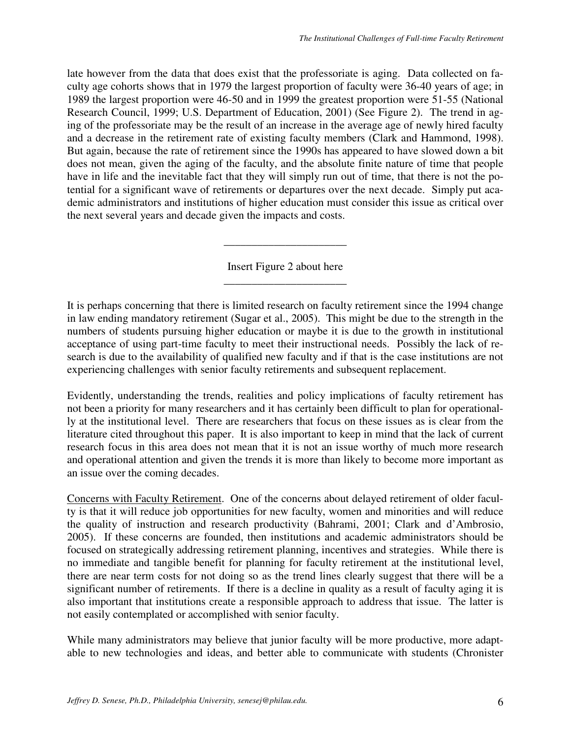late however from the data that does exist that the professoriate is aging. Data collected on faculty age cohorts shows that in 1979 the largest proportion of faculty were 36-40 years of age; in 1989 the largest proportion were 46-50 and in 1999 the greatest proportion were 51-55 (National Research Council, 1999; U.S. Department of Education, 2001) (See Figure 2). The trend in aging of the professoriate may be the result of an increase in the average age of newly hired faculty and a decrease in the retirement rate of existing faculty members (Clark and Hammond, 1998). But again, because the rate of retirement since the 1990s has appeared to have slowed down a bit does not mean, given the aging of the faculty, and the absolute finite nature of time that people have in life and the inevitable fact that they will simply run out of time, that there is not the potential for a significant wave of retirements or departures over the next decade. Simply put academic administrators and institutions of higher education must consider this issue as critical over the next several years and decade given the impacts and costs.

______________________

Insert Figure 2 about here

______________________

It is perhaps concerning that there is limited research on faculty retirement since the 1994 change in law ending mandatory retirement (Sugar et al., 2005). This might be due to the strength in the numbers of students pursuing higher education or maybe it is due to the growth in institutional acceptance of using part-time faculty to meet their instructional needs. Possibly the lack of research is due to the availability of qualified new faculty and if that is the case institutions are not experiencing challenges with senior faculty retirements and subsequent replacement.

Evidently, understanding the trends, realities and policy implications of faculty retirement has not been a priority for many researchers and it has certainly been difficult to plan for operationally at the institutional level. There are researchers that focus on these issues as is clear from the literature cited throughout this paper. It is also important to keep in mind that the lack of current research focus in this area does not mean that it is not an issue worthy of much more research and operational attention and given the trends it is more than likely to become more important as an issue over the coming decades.

Concerns with Faculty Retirement. One of the concerns about delayed retirement of older faculty is that it will reduce job opportunities for new faculty, women and minorities and will reduce the quality of instruction and research productivity (Bahrami, 2001; Clark and d'Ambrosio, 2005). If these concerns are founded, then institutions and academic administrators should be focused on strategically addressing retirement planning, incentives and strategies. While there is no immediate and tangible benefit for planning for faculty retirement at the institutional level, there are near term costs for not doing so as the trend lines clearly suggest that there will be a significant number of retirements. If there is a decline in quality as a result of faculty aging it is also important that institutions create a responsible approach to address that issue. The latter is not easily contemplated or accomplished with senior faculty.

While many administrators may believe that junior faculty will be more productive, more adaptable to new technologies and ideas, and better able to communicate with students (Chronister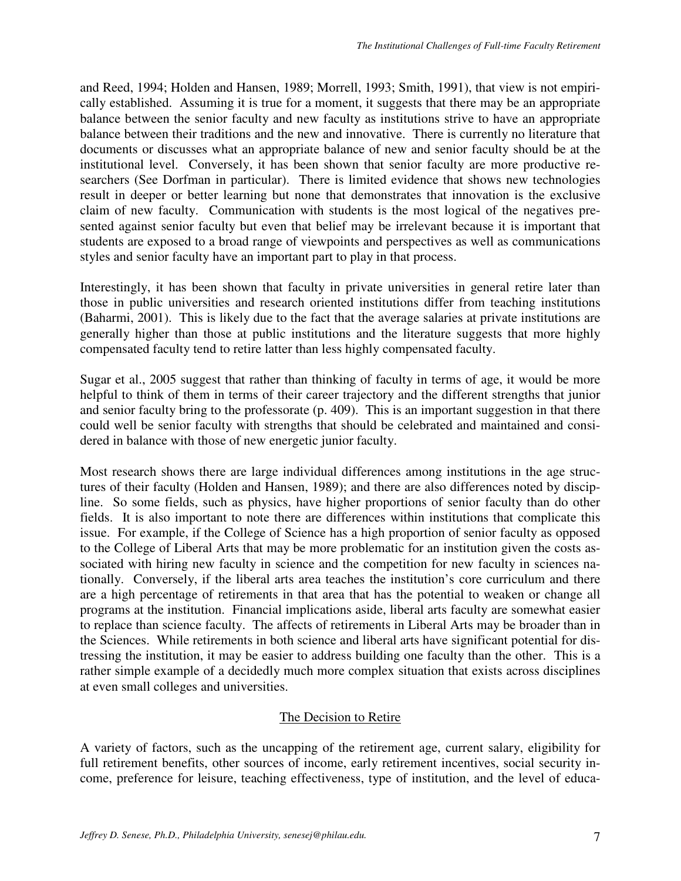and Reed, 1994; Holden and Hansen, 1989; Morrell, 1993; Smith, 1991), that view is not empirically established. Assuming it is true for a moment, it suggests that there may be an appropriate balance between the senior faculty and new faculty as institutions strive to have an appropriate balance between their traditions and the new and innovative. There is currently no literature that documents or discusses what an appropriate balance of new and senior faculty should be at the institutional level. Conversely, it has been shown that senior faculty are more productive researchers (See Dorfman in particular). There is limited evidence that shows new technologies result in deeper or better learning but none that demonstrates that innovation is the exclusive claim of new faculty. Communication with students is the most logical of the negatives presented against senior faculty but even that belief may be irrelevant because it is important that students are exposed to a broad range of viewpoints and perspectives as well as communications styles and senior faculty have an important part to play in that process.

Interestingly, it has been shown that faculty in private universities in general retire later than those in public universities and research oriented institutions differ from teaching institutions (Baharmi, 2001). This is likely due to the fact that the average salaries at private institutions are generally higher than those at public institutions and the literature suggests that more highly compensated faculty tend to retire latter than less highly compensated faculty.

Sugar et al., 2005 suggest that rather than thinking of faculty in terms of age, it would be more helpful to think of them in terms of their career trajectory and the different strengths that junior and senior faculty bring to the professorate (p. 409). This is an important suggestion in that there could well be senior faculty with strengths that should be celebrated and maintained and considered in balance with those of new energetic junior faculty.

Most research shows there are large individual differences among institutions in the age structures of their faculty (Holden and Hansen, 1989); and there are also differences noted by discipline. So some fields, such as physics, have higher proportions of senior faculty than do other fields. It is also important to note there are differences within institutions that complicate this issue. For example, if the College of Science has a high proportion of senior faculty as opposed to the College of Liberal Arts that may be more problematic for an institution given the costs associated with hiring new faculty in science and the competition for new faculty in sciences nationally. Conversely, if the liberal arts area teaches the institution's core curriculum and there are a high percentage of retirements in that area that has the potential to weaken or change all programs at the institution. Financial implications aside, liberal arts faculty are somewhat easier to replace than science faculty. The affects of retirements in Liberal Arts may be broader than in the Sciences. While retirements in both science and liberal arts have significant potential for distressing the institution, it may be easier to address building one faculty than the other. This is a rather simple example of a decidedly much more complex situation that exists across disciplines at even small colleges and universities.

## The Decision to Retire

A variety of factors, such as the uncapping of the retirement age, current salary, eligibility for full retirement benefits, other sources of income, early retirement incentives, social security income, preference for leisure, teaching effectiveness, type of institution, and the level of educa-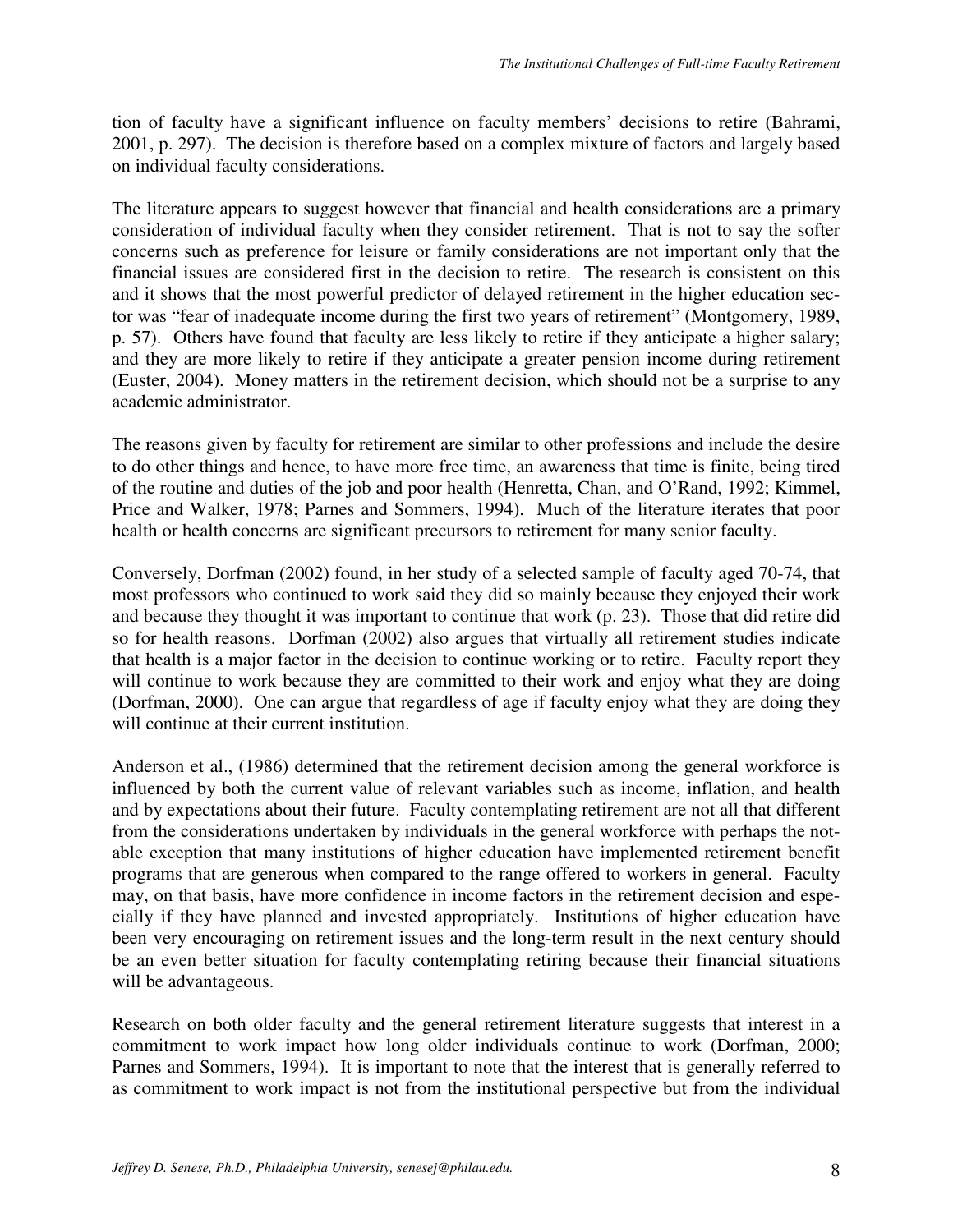tion of faculty have a significant influence on faculty members' decisions to retire (Bahrami, 2001, p. 297). The decision is therefore based on a complex mixture of factors and largely based on individual faculty considerations.

The literature appears to suggest however that financial and health considerations are a primary consideration of individual faculty when they consider retirement. That is not to say the softer concerns such as preference for leisure or family considerations are not important only that the financial issues are considered first in the decision to retire. The research is consistent on this and it shows that the most powerful predictor of delayed retirement in the higher education sector was "fear of inadequate income during the first two years of retirement" (Montgomery, 1989, p. 57). Others have found that faculty are less likely to retire if they anticipate a higher salary; and they are more likely to retire if they anticipate a greater pension income during retirement (Euster, 2004). Money matters in the retirement decision, which should not be a surprise to any academic administrator.

The reasons given by faculty for retirement are similar to other professions and include the desire to do other things and hence, to have more free time, an awareness that time is finite, being tired of the routine and duties of the job and poor health (Henretta, Chan, and O'Rand, 1992; Kimmel, Price and Walker, 1978; Parnes and Sommers, 1994). Much of the literature iterates that poor health or health concerns are significant precursors to retirement for many senior faculty.

Conversely, Dorfman (2002) found, in her study of a selected sample of faculty aged 70-74, that most professors who continued to work said they did so mainly because they enjoyed their work and because they thought it was important to continue that work (p. 23). Those that did retire did so for health reasons. Dorfman (2002) also argues that virtually all retirement studies indicate that health is a major factor in the decision to continue working or to retire. Faculty report they will continue to work because they are committed to their work and enjoy what they are doing (Dorfman, 2000). One can argue that regardless of age if faculty enjoy what they are doing they will continue at their current institution.

Anderson et al., (1986) determined that the retirement decision among the general workforce is influenced by both the current value of relevant variables such as income, inflation, and health and by expectations about their future. Faculty contemplating retirement are not all that different from the considerations undertaken by individuals in the general workforce with perhaps the notable exception that many institutions of higher education have implemented retirement benefit programs that are generous when compared to the range offered to workers in general. Faculty may, on that basis, have more confidence in income factors in the retirement decision and especially if they have planned and invested appropriately. Institutions of higher education have been very encouraging on retirement issues and the long-term result in the next century should be an even better situation for faculty contemplating retiring because their financial situations will be advantageous.

Research on both older faculty and the general retirement literature suggests that interest in a commitment to work impact how long older individuals continue to work (Dorfman, 2000; Parnes and Sommers, 1994). It is important to note that the interest that is generally referred to as commitment to work impact is not from the institutional perspective but from the individual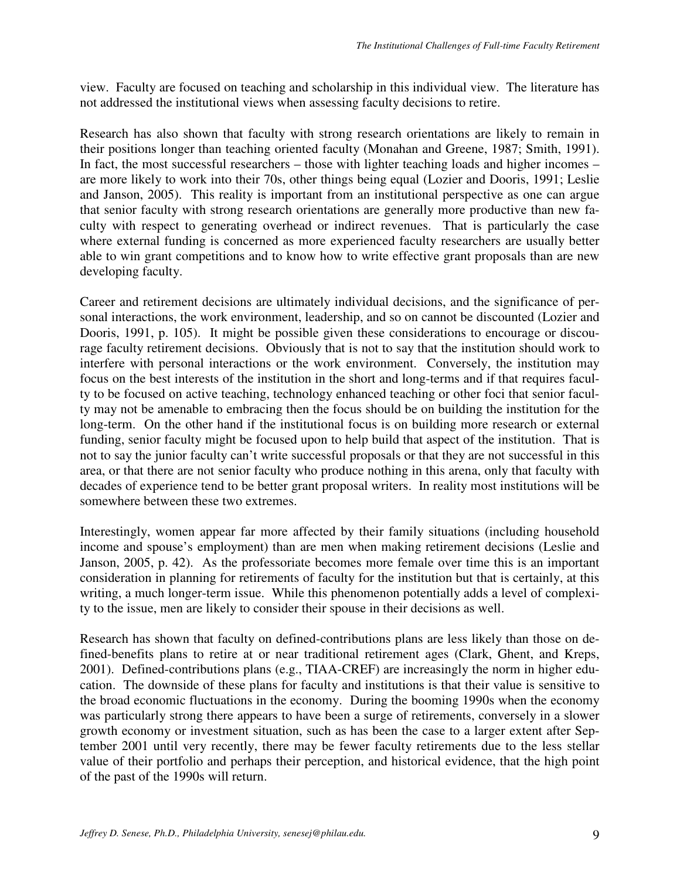view. Faculty are focused on teaching and scholarship in this individual view. The literature has not addressed the institutional views when assessing faculty decisions to retire.

Research has also shown that faculty with strong research orientations are likely to remain in their positions longer than teaching oriented faculty (Monahan and Greene, 1987; Smith, 1991). In fact, the most successful researchers – those with lighter teaching loads and higher incomes – are more likely to work into their 70s, other things being equal (Lozier and Dooris, 1991; Leslie and Janson, 2005). This reality is important from an institutional perspective as one can argue that senior faculty with strong research orientations are generally more productive than new faculty with respect to generating overhead or indirect revenues. That is particularly the case where external funding is concerned as more experienced faculty researchers are usually better able to win grant competitions and to know how to write effective grant proposals than are new developing faculty.

Career and retirement decisions are ultimately individual decisions, and the significance of personal interactions, the work environment, leadership, and so on cannot be discounted (Lozier and Dooris, 1991, p. 105). It might be possible given these considerations to encourage or discourage faculty retirement decisions. Obviously that is not to say that the institution should work to interfere with personal interactions or the work environment. Conversely, the institution may focus on the best interests of the institution in the short and long-terms and if that requires faculty to be focused on active teaching, technology enhanced teaching or other foci that senior faculty may not be amenable to embracing then the focus should be on building the institution for the long-term. On the other hand if the institutional focus is on building more research or external funding, senior faculty might be focused upon to help build that aspect of the institution. That is not to say the junior faculty can't write successful proposals or that they are not successful in this area, or that there are not senior faculty who produce nothing in this arena, only that faculty with decades of experience tend to be better grant proposal writers. In reality most institutions will be somewhere between these two extremes.

Interestingly, women appear far more affected by their family situations (including household income and spouse's employment) than are men when making retirement decisions (Leslie and Janson, 2005, p. 42). As the professoriate becomes more female over time this is an important consideration in planning for retirements of faculty for the institution but that is certainly, at this writing, a much longer-term issue. While this phenomenon potentially adds a level of complexity to the issue, men are likely to consider their spouse in their decisions as well.

Research has shown that faculty on defined-contributions plans are less likely than those on defined-benefits plans to retire at or near traditional retirement ages (Clark, Ghent, and Kreps, 2001). Defined-contributions plans (e.g., TIAA-CREF) are increasingly the norm in higher education. The downside of these plans for faculty and institutions is that their value is sensitive to the broad economic fluctuations in the economy. During the booming 1990s when the economy was particularly strong there appears to have been a surge of retirements, conversely in a slower growth economy or investment situation, such as has been the case to a larger extent after September 2001 until very recently, there may be fewer faculty retirements due to the less stellar value of their portfolio and perhaps their perception, and historical evidence, that the high point of the past of the 1990s will return.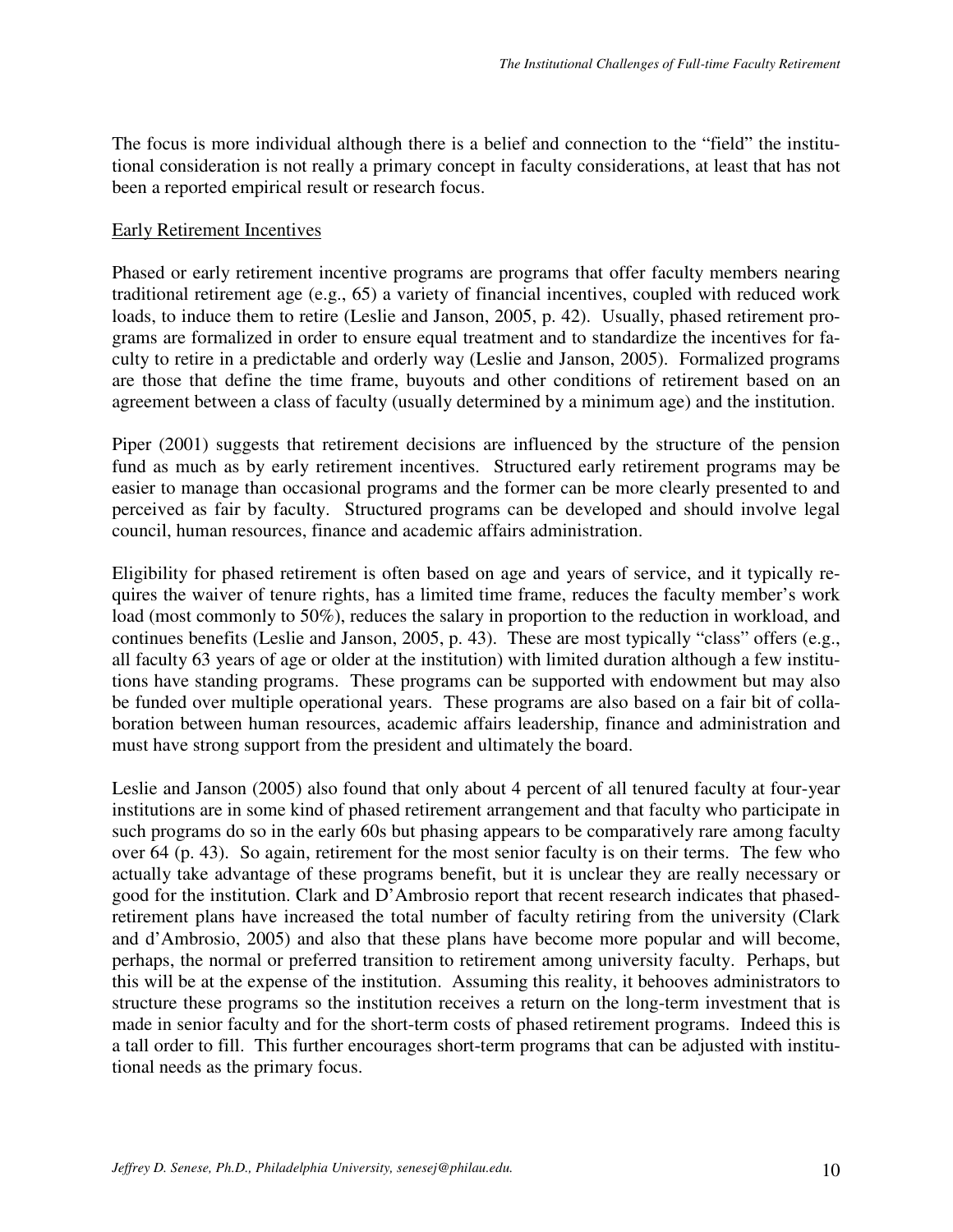The focus is more individual although there is a belief and connection to the "field" the institutional consideration is not really a primary concept in faculty considerations, at least that has not been a reported empirical result or research focus.

<u>Early Retirement Incentives</u>

Phased or early retirement incentive programs are programs that offer faculty members nearing traditional retirement age (e.g., 65) a variety of financial incentives, coupled with reduced work loads, to induce them to retire (Leslie and Janson, 2005, p. 42). Usually, phased retirement programs are formalized in order to ensure equal treatment and to standardize the incentives for faculty to retire in a predictable and orderly way (Leslie and Janson, 2005). Formalized programs are those that define the time frame, buyouts and other conditions of retirement based on an agreement between a class of faculty (usually determined by a minimum age) and the institution.

Piper (2001) suggests that retirement decisions are influenced by the structure of the pension fund as much as by early retirement incentives. Structured early retirement programs may be easier to manage than occasional programs and the former can be more clearly presented to and perceived as fair by faculty. Structured programs can be developed and should involve legal council, human resources, finance and academic affairs administration.

Eligibility for phased retirement is often based on age and years of service, and it typically requires the waiver of tenure rights, has a limited time frame, reduces the faculty member's work load (most commonly to 50%), reduces the salary in proportion to the reduction in workload, and continues benefits (Leslie and Janson, 2005, p. 43). These are most typically "class" offers (e.g., all faculty 63 years of age or older at the institution) with limited duration although a few institutions have standing programs. These programs can be supported with endowment but may also be funded over multiple operational years. These programs are also based on a fair bit of collaboration between human resources, academic affairs leadership, finance and administration and must have strong support from the president and ultimately the board.

Leslie and Janson (2005) also found that only about 4 percent of all tenured faculty at four-year institutions are in some kind of phased retirement arrangement and that faculty who participate in such programs do so in the early 60s but phasing appears to be comparatively rare among faculty over 64 (p. 43). So again, retirement for the most senior faculty is on their terms. The few who actually take advantage of these programs benefit, but it is unclear they are really necessary or good for the institution. Clark and D'Ambrosio report that recent research indicates that phased-retirement plans have increased the total number of faculty retiring from the university (Clark and d'Ambrosio, 2005) and also that these plans have become more popular and will become, perhaps, the normal or preferred transition to retirement among university faculty. Perhaps, but this will be at the expense of the institution. Assuming this reality, it behooves administrators to structure these programs so the institution receives a return on the long-term investment that is made in senior faculty and for the short-term costs of phased retirement programs. Indeed this is a tall order to fill. This further encourages short-term programs that can be adjusted with institutional needs as the primary focus.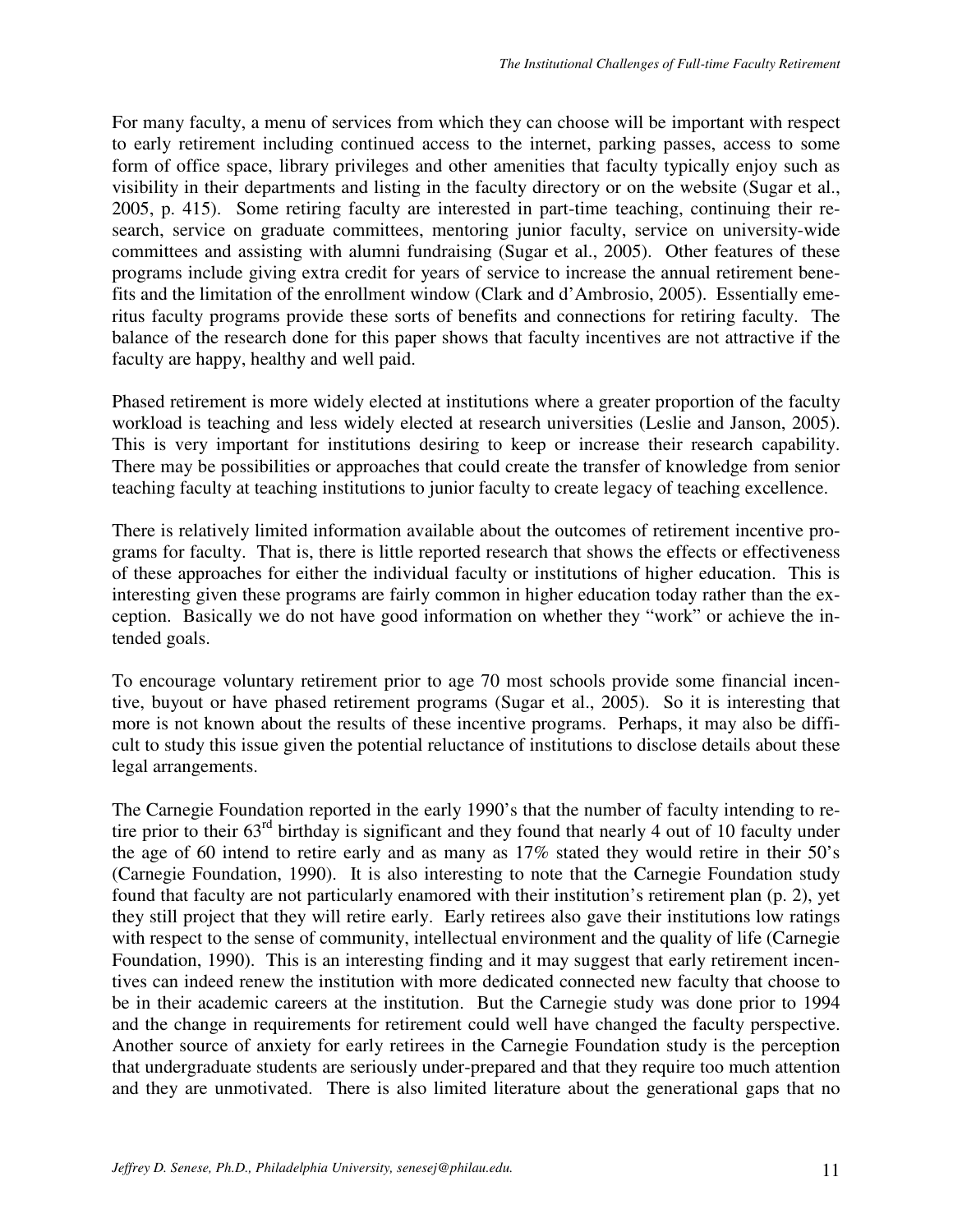For many faculty, a menu of services from which they can choose will be important with respect to early retirement including continued access to the internet, parking passes, access to some form of office space, library privileges and other amenities that faculty typically enjoy such as visibility in their departments and listing in the faculty directory or on the website (Sugar et al., 2005, p. 415). Some retiring faculty are interested in part-time teaching, continuing their research, service on graduate committees, mentoring junior faculty, service on university-wide committees and assisting with alumni fundraising (Sugar et al., 2005). Other features of these programs include giving extra credit for years of service to increase the annual retirement benefits and the limitation of the enrollment window (Clark and d'Ambrosio, 2005). Essentially emeritus faculty programs provide these sorts of benefits and connections for retiring faculty. The balance of the research done for this paper shows that faculty incentives are not attractive if the faculty are happy, healthy and well paid.

Phased retirement is more widely elected at institutions where a greater proportion of the faculty workload is teaching and less widely elected at research universities (Leslie and Janson, 2005). This is very important for institutions desiring to keep or increase their research capability. There may be possibilities or approaches that could create the transfer of knowledge from senior teaching faculty at teaching institutions to junior faculty to create legacy of teaching excellence.

There is relatively limited information available about the outcomes of retirement incentive programs for faculty. That is, there is little reported research that shows the effects or effectiveness of these approaches for either the individual faculty or institutions of higher education. This is interesting given these programs are fairly common in higher education today rather than the exception. Basically we do not have good information on whether they "work" or achieve the intended goals.

To encourage voluntary retirement prior to age 70 most schools provide some financial incentive, buyout or have phased retirement programs (Sugar et al., 2005). So it is interesting that more is not known about the results of these incentive programs. Perhaps, it may also be difficult to study this issue given the potential reluctance of institutions to disclose details about these legal arrangements.

The Carnegie Foundation reported in the early 1990's that the number of faculty intending to retire prior to their 63rd birthday is significant and they found that nearly 4 out of 10 faculty under the age of 60 intend to retire early and as many as 17% stated they would retire in their 50's (Carnegie Foundation, 1990). It is also interesting to note that the Carnegie Foundation study found that faculty are not particularly enamored with their institution's retirement plan (p. 2), yet they still project that they will retire early. Early retirees also gave their institutions low ratings with respect to the sense of community, intellectual environment and the quality of life (Carnegie Foundation, 1990). This is an interesting finding and it may suggest that early retirement incentives can indeed renew the institution with more dedicated connected new faculty that choose to be in their academic careers at the institution. But the Carnegie study was done prior to 1994 and the change in requirements for retirement could well have changed the faculty perspective. Another source of anxiety for early retirees in the Carnegie Foundation study is the perception that undergraduate students are seriously under-prepared and that they require too much attention and they are unmotivated. There is also limited literature about the generational gaps that no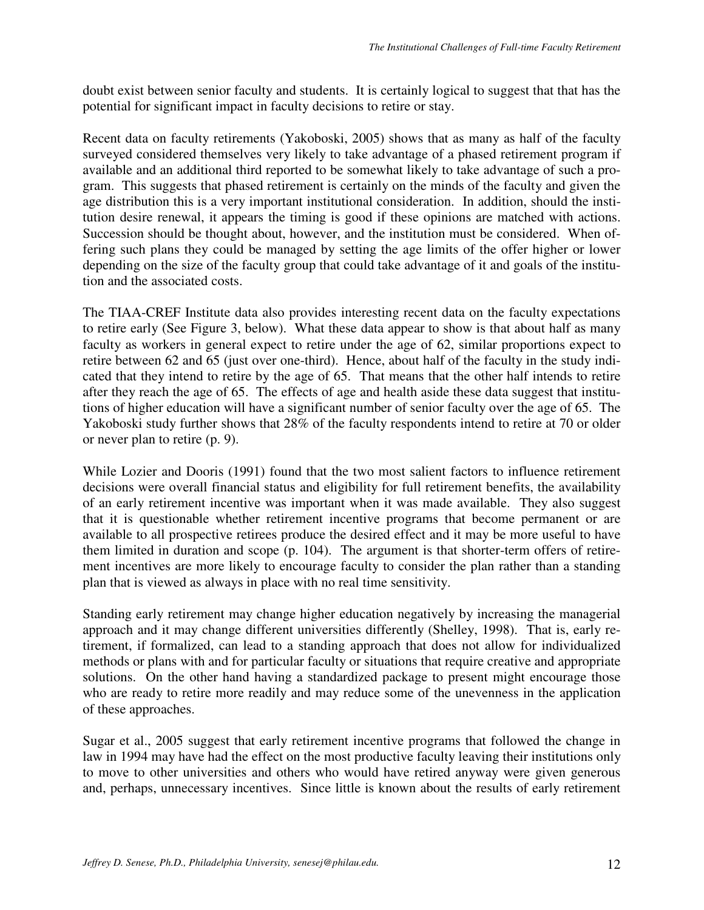doubt exist between senior faculty and students. It is certainly logical to suggest that that has the potential for significant impact in faculty decisions to retire or stay.

Recent data on faculty retirements (Yakoboski, 2005) shows that as many as half of the faculty surveyed considered themselves very likely to take advantage of a phased retirement program if available and an additional third reported to be somewhat likely to take advantage of such a program. This suggests that phased retirement is certainly on the minds of the faculty and given the age distribution this is a very important institutional consideration. In addition, should the institution desire renewal, it appears the timing is good if these opinions are matched with actions. Succession should be thought about, however, and the institution must be considered. When offering such plans they could be managed by setting the age limits of the offer higher or lower depending on the size of the faculty group that could take advantage of it and goals of the institution and the associated costs.

The TIAA-CREF Institute data also provides interesting recent data on the faculty expectations to retire early (See Figure 3, below). What these data appear to show is that about half as many faculty as workers in general expect to retire under the age of 62, similar proportions expect to retire between 62 and 65 (just over one-third). Hence, about half of the faculty in the study indicated that they intend to retire by the age of 65. That means that the other half intends to retire after they reach the age of 65. The effects of age and health aside these data suggest that institutions of higher education will have a significant number of senior faculty over the age of 65. The Yakoboski study further shows that 28% of the faculty respondents intend to retire at 70 or older or never plan to retire (p. 9).

While Lozier and Dooris (1991) found that the two most salient factors to influence retirement decisions were overall financial status and eligibility for full retirement benefits, the availability of an early retirement incentive was important when it was made available. They also suggest that it is questionable whether retirement incentive programs that become permanent or are available to all prospective retirees produce the desired effect and it may be more useful to have them limited in duration and scope (p. 104). The argument is that shorter-term offers of retirement incentives are more likely to encourage faculty to consider the plan rather than a standing plan that is viewed as always in place with no real time sensitivity.

Standing early retirement may change higher education negatively by increasing the managerial approach and it may change different universities differently (Shelley, 1998). That is, early retirement, if formalized, can lead to a standing approach that does not allow for individualized methods or plans with and for particular faculty or situations that require creative and appropriate solutions. On the other hand having a standardized package to present might encourage those who are ready to retire more readily and may reduce some of the unevenness in the application of these approaches.

Sugar et al., 2005 suggest that early retirement incentive programs that followed the change in law in 1994 may have had the effect on the most productive faculty leaving their institutions only to move to other universities and others who would have retired anyway were given generous and, perhaps, unnecessary incentives. Since little is known about the results of early retirement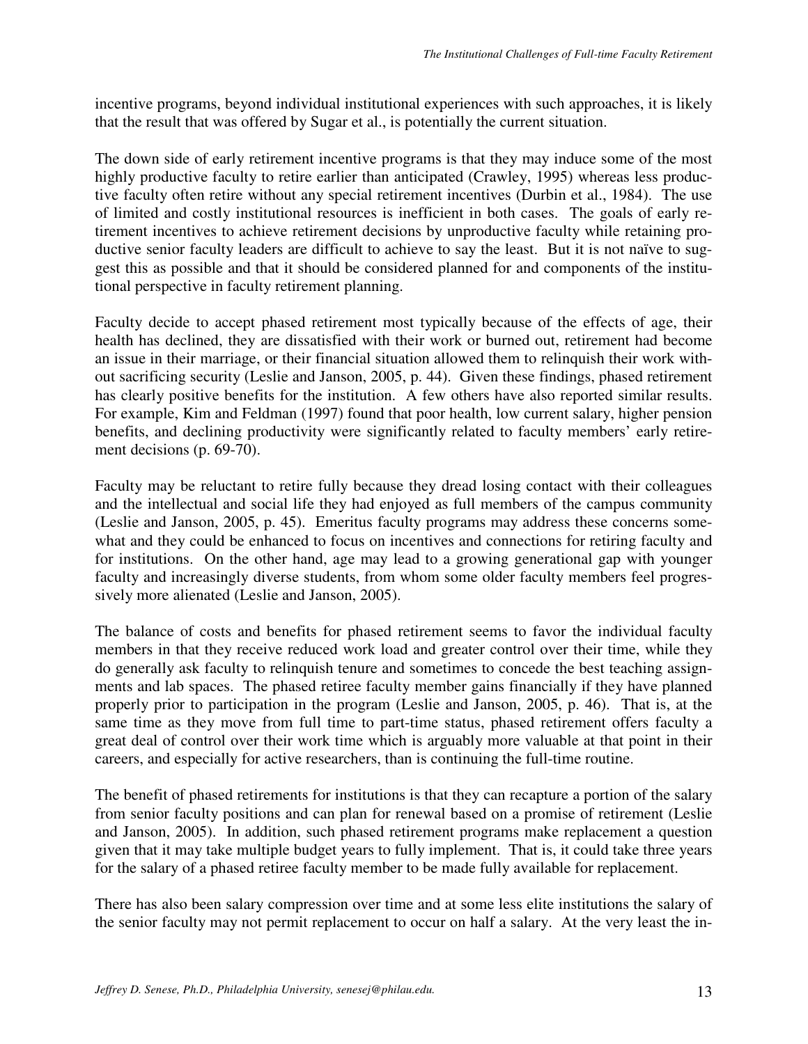incentive programs, beyond individual institutional experiences with such approaches, it is likely that the result that was offered by Sugar et al., is potentially the current situation.

The down side of early retirement incentive programs is that they may induce some of the most highly productive faculty to retire earlier than anticipated (Crawley, 1995) whereas less productive faculty often retire without any special retirement incentives (Durbin et al., 1984). The use of limited and costly institutional resources is inefficient in both cases. The goals of early retirement incentives to achieve retirement decisions by unproductive faculty while retaining productive senior faculty leaders are difficult to achieve to say the least. But it is not naïve to suggest this as possible and that it should be considered planned for and components of the institutional perspective in faculty retirement planning.

Faculty decide to accept phased retirement most typically because of the effects of age, their health has declined, they are dissatisfied with their work or burned out, retirement had become an issue in their marriage, or their financial situation allowed them to relinquish their work without sacrificing security (Leslie and Janson, 2005, p. 44). Given these findings, phased retirement has clearly positive benefits for the institution. A few others have also reported similar results. For example, Kim and Feldman (1997) found that poor health, low current salary, higher pension benefits, and declining productivity were significantly related to faculty members' early retirement decisions (p. 69-70).

Faculty may be reluctant to retire fully because they dread losing contact with their colleagues and the intellectual and social life they had enjoyed as full members of the campus community (Leslie and Janson, 2005, p. 45). Emeritus faculty programs may address these concerns somewhat and they could be enhanced to focus on incentives and connections for retiring faculty and for institutions. On the other hand, age may lead to a growing generational gap with younger faculty and increasingly diverse students, from whom some older faculty members feel progressively more alienated (Leslie and Janson, 2005).

The balance of costs and benefits for phased retirement seems to favor the individual faculty members in that they receive reduced work load and greater control over their time, while they do generally ask faculty to relinquish tenure and sometimes to concede the best teaching assignments and lab spaces. The phased retiree faculty member gains financially if they have planned properly prior to participation in the program (Leslie and Janson, 2005, p. 46). That is, at the same time as they move from full time to part-time status, phased retirement offers faculty a great deal of control over their work time which is arguably more valuable at that point in their careers, and especially for active researchers, than is continuing the full-time routine.

The benefit of phased retirements for institutions is that they can recapture a portion of the salary from senior faculty positions and can plan for renewal based on a promise of retirement (Leslie and Janson, 2005). In addition, such phased retirement programs make replacement a question given that it may take multiple budget years to fully implement. That is, it could take three years for the salary of a phased retiree faculty member to be made fully available for replacement.

There has also been salary compression over time and at some less elite institutions the salary of the senior faculty may not permit replacement to occur on half a salary. At the very least the in-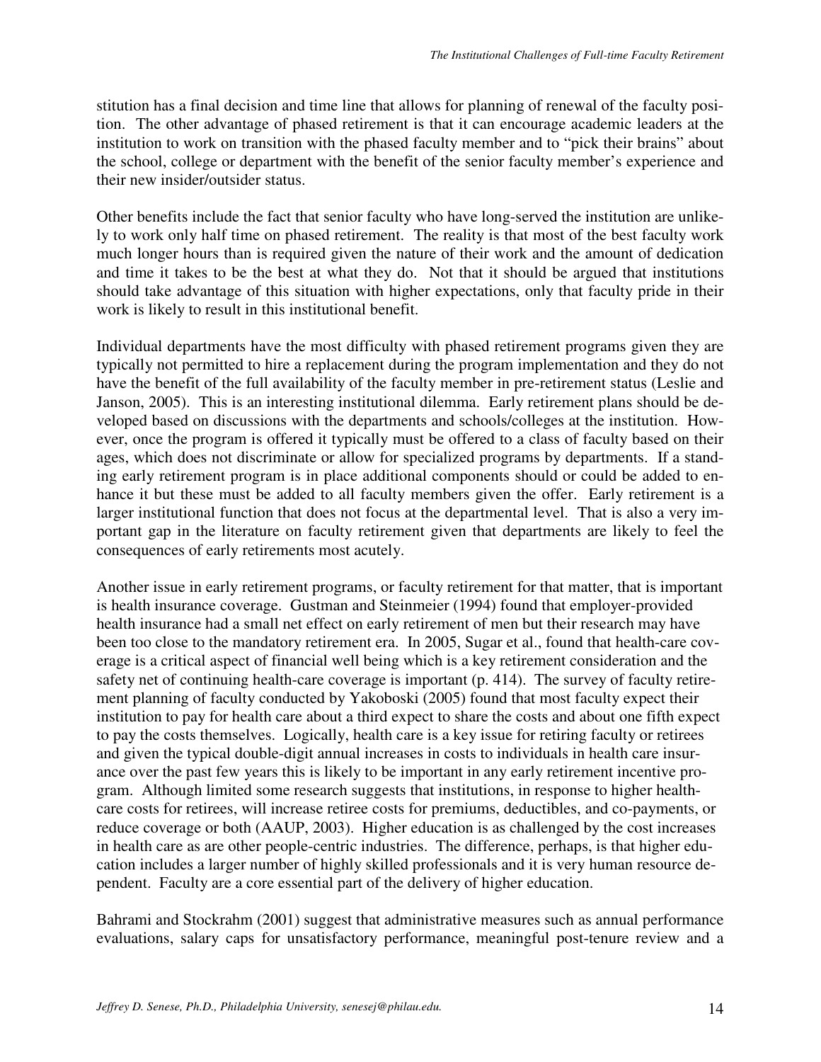stitution has a final decision and time line that allows for planning of renewal of the faculty position. The other advantage of phased retirement is that it can encourage academic leaders at the institution to work on transition with the phased faculty member and to "pick their brains" about the school, college or department with the benefit of the senior faculty member's experience and their new insider/outsider status.

Other benefits include the fact that senior faculty who have long-served the institution are unlikely to work only half time on phased retirement. The reality is that most of the best faculty work much longer hours than is required given the nature of their work and the amount of dedication and time it takes to be the best at what they do. Not that it should be argued that institutions should take advantage of this situation with higher expectations, only that faculty pride in their work is likely to result in this institutional benefit.

Individual departments have the most difficulty with phased retirement programs given they are typically not permitted to hire a replacement during the program implementation and they do not have the benefit of the full availability of the faculty member in pre-retirement status (Leslie and Janson, 2005). This is an interesting institutional dilemma. Early retirement plans should be developed based on discussions with the departments and schools/colleges at the institution. However, once the program is offered it typically must be offered to a class of faculty based on their ages, which does not discriminate or allow for specialized programs by departments. If a standing early retirement program is in place additional components should or could be added to enhance it but these must be added to all faculty members given the offer. Early retirement is a larger institutional function that does not focus at the departmental level. That is also a very important gap in the literature on faculty retirement given that departments are likely to feel the consequences of early retirements most acutely.

Another issue in early retirement programs, or faculty retirement for that matter, that is important is health insurance coverage. Gustman and Steinmeier (1994) found that employer-provided health insurance had a small net effect on early retirement of men but their research may have been too close to the mandatory retirement era. In 2005, Sugar et al., found that health-care coverage is a critical aspect of financial well being which is a key retirement consideration and the safety net of continuing health-care coverage is important (p. 414). The survey of faculty retirement planning of faculty conducted by Yakoboski (2005) found that most faculty expect their institution to pay for health care about a third expect to share the costs and about one fifth expect to pay the costs themselves. Logically, health care is a key issue for retiring faculty or retirees and given the typical double-digit annual increases in costs to individuals in health care insurance over the past few years this is likely to be important in any early retirement incentive program. Although limited some research suggests that institutions, in response to higher health-care costs for retirees, will increase retiree costs for premiums, deductibles, and co-payments, or reduce coverage or both (AAUP, 2003). Higher education is as challenged by the cost increases in health care as are other people-centric industries. The difference, perhaps, is that higher education includes a larger number of highly skilled professionals and it is very human resource dependent. Faculty are a core essential part of the delivery of higher education.

Bahrami and Stockrahm (2001) suggest that administrative measures such as annual performance evaluations, salary caps for unsatisfactory performance, meaningful post-tenure review and a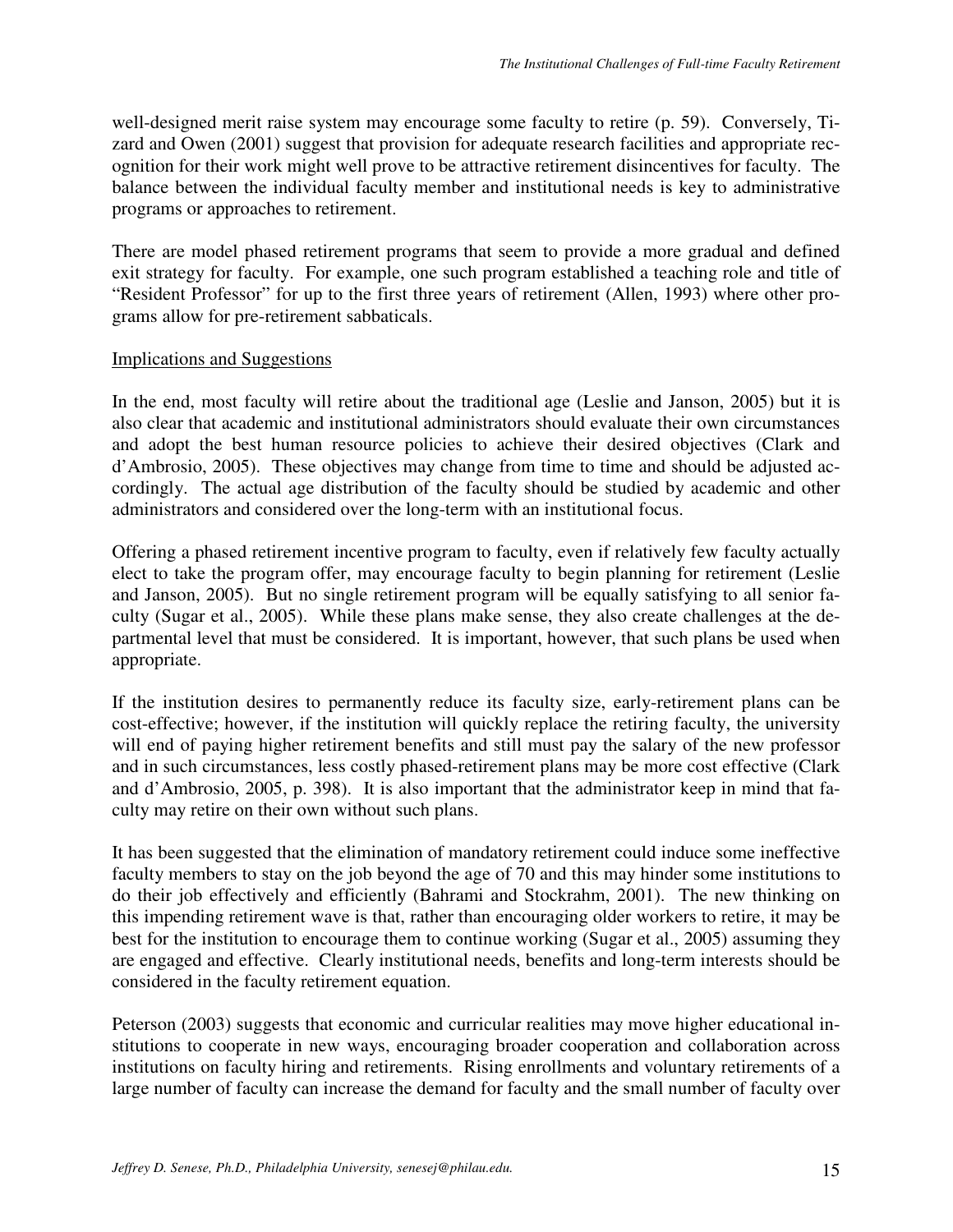well-designed merit raise system may encourage some faculty to retire (p. 59). Conversely, Tizard and Owen (2001) suggest that provision for adequate research facilities and appropriate recognition for their work might well prove to be attractive retirement disincentives for faculty. The balance between the individual faculty member and institutional needs is key to administrative programs or approaches to retirement.

There are model phased retirement programs that seem to provide a more gradual and defined exit strategy for faculty. For example, one such program established a teaching role and title of "Resident Professor" for up to the first three years of retirement (Allen, 1993) where other programs allow for pre-retirement sabbaticals.

<u>Implications and Suggestions</u>

In the end, most faculty will retire about the traditional age (Leslie and Janson, 2005) but it is also clear that academic and institutional administrators should evaluate their own circumstances and adopt the best human resource policies to achieve their desired objectives (Clark and d'Ambrosio, 2005). These objectives may change from time to time and should be adjusted accordingly. The actual age distribution of the faculty should be studied by academic and other administrators and considered over the long-term with an institutional focus.

Offering a phased retirement incentive program to faculty, even if relatively few faculty actually elect to take the program offer, may encourage faculty to begin planning for retirement (Leslie and Janson, 2005). But no single retirement program will be equally satisfying to all senior faculty (Sugar et al., 2005). While these plans make sense, they also create challenges at the departmental level that must be considered. It is important, however, that such plans be used when appropriate.

If the institution desires to permanently reduce its faculty size, early-retirement plans can be cost-effective; however, if the institution will quickly replace the retiring faculty, the university will end of paying higher retirement benefits and still must pay the salary of the new professor and in such circumstances, less costly phased-retirement plans may be more cost effective (Clark and d'Ambrosio, 2005, p. 398). It is also important that the administrator keep in mind that faculty may retire on their own without such plans.

It has been suggested that the elimination of mandatory retirement could induce some ineffective faculty members to stay on the job beyond the age of 70 and this may hinder some institutions to do their job effectively and efficiently (Bahrami and Stockrahm, 2001). The new thinking on this impending retirement wave is that, rather than encouraging older workers to retire, it may be best for the institution to encourage them to continue working (Sugar et al., 2005) assuming they are engaged and effective. Clearly institutional needs, benefits and long-term interests should be considered in the faculty retirement equation.

Peterson (2003) suggests that economic and curricular realities may move higher educational institutions to cooperate in new ways, encouraging broader cooperation and collaboration across institutions on faculty hiring and retirements. Rising enrollments and voluntary retirements of a large number of faculty can increase the demand for faculty and the small number of faculty over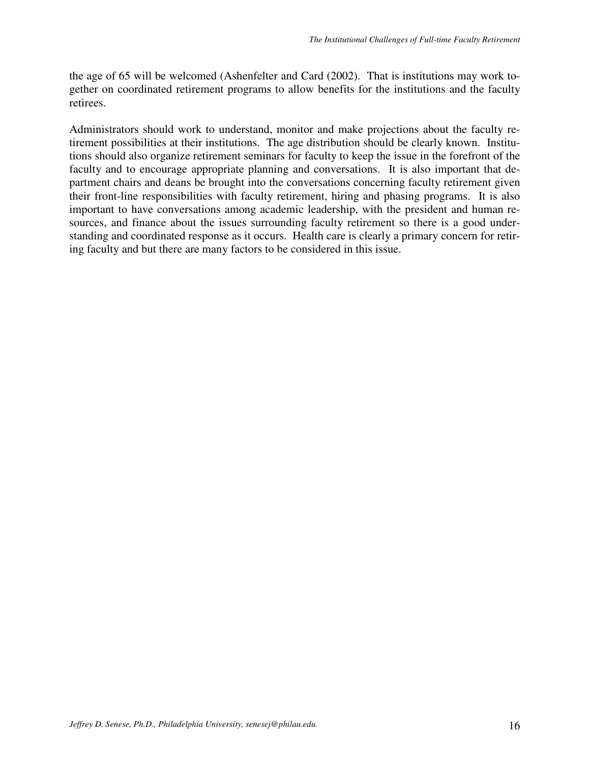the age of 65 will be welcomed (Ashenfelter and Card (2002). That is institutions may work together on coordinated retirement programs to allow benefits for the institutions and the faculty retirees.

Administrators should work to understand, monitor and make projections about the faculty retirement possibilities at their institutions. The age distribution should be clearly known. Institutions should also organize retirement seminars for faculty to keep the issue in the forefront of the faculty and to encourage appropriate planning and conversations. It is also important that department chairs and deans be brought into the conversations concerning faculty retirement given their front-line responsibilities with faculty retirement, hiring and phasing programs. It is also important to have conversations among academic leadership, with the president and human resources, and finance about the issues surrounding faculty retirement so there is a good understanding and coordinated response as it occurs. Health care is clearly a primary concern for retiring faculty and but there are many factors to be considered in this issue.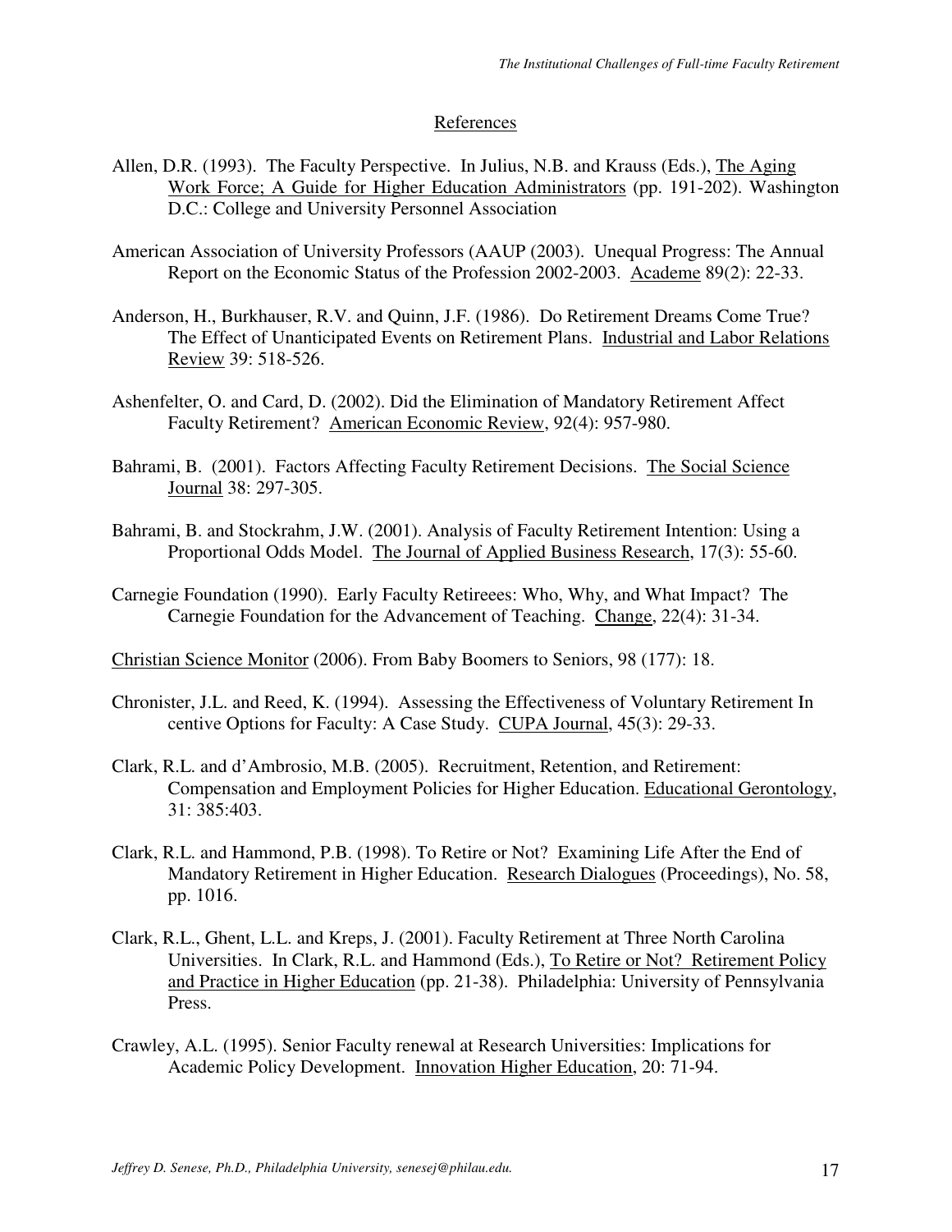## References

Allen, D.R. (1993). The Faculty Perspective. In Julius, N.B. and Krauss (Eds.), The Aging Work Force; A Guide for Higher Education Administrators (pp. 191-202). Washington D.C.: College and University Personnel Association

American Association of University Professors (AAUP (2003). Unequal Progress: The Annual Report on the Economic Status of the Profession 2002-2003. Academe 89(2): 22-33.

Anderson, H., Burkhauser, R.V. and Quinn, J.F. (1986). Do Retirement Dreams Come True? The Effect of Unanticipated Events on Retirement Plans. Industrial and Labor Relations Review 39: 518-526.

Ashenfelter, O. and Card, D. (2002). Did the Elimination of Mandatory Retirement Affect Faculty Retirement? American Economic Review, 92(4): 957-980.

Bahrami, B. (2001). Factors Affecting Faculty Retirement Decisions. The Social Science Journal 38: 297-305.

Bahrami, B. and Stockrahm, J.W. (2001). Analysis of Faculty Retirement Intention: Using a Proportional Odds Model. The Journal of Applied Business Research, 17(3): 55-60.

Carnegie Foundation (1990). Early Faculty Retireees: Who, Why, and What Impact? The Carnegie Foundation for the Advancement of Teaching. Change, 22(4): 31-34.

Christian Science Monitor (2006). From Baby Boomers to Seniors, 98 (177): 18.

Chronister, J.L. and Reed, K. (1994). Assessing the Effectiveness of Voluntary Retirement In centive Options for Faculty: A Case Study. CUPA Journal, 45(3): 29-33.

Clark, R.L. and d'Ambrosio, M.B. (2005). Recruitment, Retention, and Retirement: Compensation and Employment Policies for Higher Education. Educational Gerontology, 31: 385:403.

Clark, R.L. and Hammond, P.B. (1998). To Retire or Not? Examining Life After the End of Mandatory Retirement in Higher Education. Research Dialogues (Proceedings), No. 58, pp. 1016.

Clark, R.L., Ghent, L.L. and Kreps, J. (2001). Faculty Retirement at Three North Carolina Universities. In Clark, R.L. and Hammond (Eds.), To Retire or Not? Retirement Policy and Practice in Higher Education (pp. 21-38). Philadelphia: University of Pennsylvania Press.

Crawley, A.L. (1995). Senior Faculty renewal at Research Universities: Implications for Academic Policy Development. Innovation Higher Education, 20: 71-94.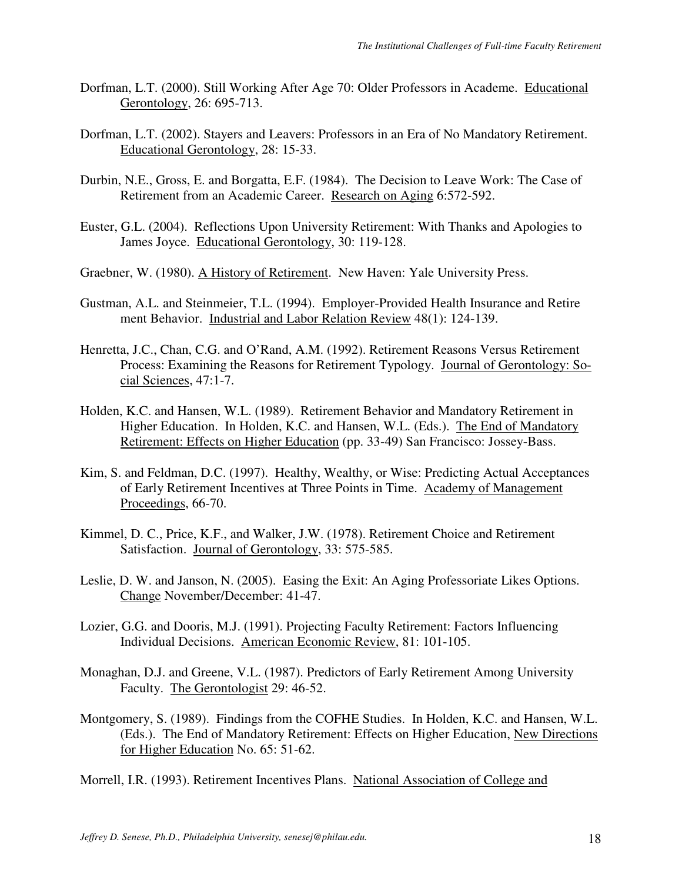Dorfman, L.T. (2000). Still Working After Age 70: Older Professors in Academe. Educational Gerontology, 26: 695-713.

Dorfman, L.T. (2002). Stayers and Leavers: Professors in an Era of No Mandatory Retirement. Educational Gerontology, 28: 15-33.

Durbin, N.E., Gross, E. and Borgatta, E.F. (1984). The Decision to Leave Work: The Case of Retirement from an Academic Career. Research on Aging 6:572-592.

Euster, G.L. (2004). Reflections Upon University Retirement: With Thanks and Apologies to James Joyce. Educational Gerontology, 30: 119-128.

Graebner, W. (1980). A History of Retirement. New Haven: Yale University Press.

Gustman, A.L. and Steinmeier, T.L. (1994). Employer-Provided Health Insurance and Retire ment Behavior. Industrial and Labor Relation Review 48(1): 124-139.

Henretta, J.C., Chan, C.G. and O'Rand, A.M. (1992). Retirement Reasons Versus Retirement Process: Examining the Reasons for Retirement Typology. Journal of Gerontology: Social Sciences, 47:1-7.

Holden, K.C. and Hansen, W.L. (1989). Retirement Behavior and Mandatory Retirement in Higher Education. In Holden, K.C. and Hansen, W.L. (Eds.). The End of Mandatory Retirement: Effects on Higher Education (pp. 33-49) San Francisco: Jossey-Bass.

Kim, S. and Feldman, D.C. (1997). Healthy, Wealthy, or Wise: Predicting Actual Acceptances of Early Retirement Incentives at Three Points in Time. Academy of Management Proceedings, 66-70.

Kimmel, D. C., Price, K.F., and Walker, J.W. (1978). Retirement Choice and Retirement Satisfaction. Journal of Gerontology, 33: 575-585.

Leslie, D. W. and Janson, N. (2005). Easing the Exit: An Aging Professoriate Likes Options. Change November/December: 41-47.

Lozier, G.G. and Dooris, M.J. (1991). Projecting Faculty Retirement: Factors Influencing Individual Decisions. American Economic Review, 81: 101-105.

Monaghan, D.J. and Greene, V.L. (1987). Predictors of Early Retirement Among University Faculty. The Gerontologist 29: 46-52.

Montgomery, S. (1989). Findings from the COFHE Studies. In Holden, K.C. and Hansen, W.L. (Eds.). The End of Mandatory Retirement: Effects on Higher Education, New Directions for Higher Education No. 65: 51-62.

Morrell, I.R. (1993). Retirement Incentives Plans. National Association of College and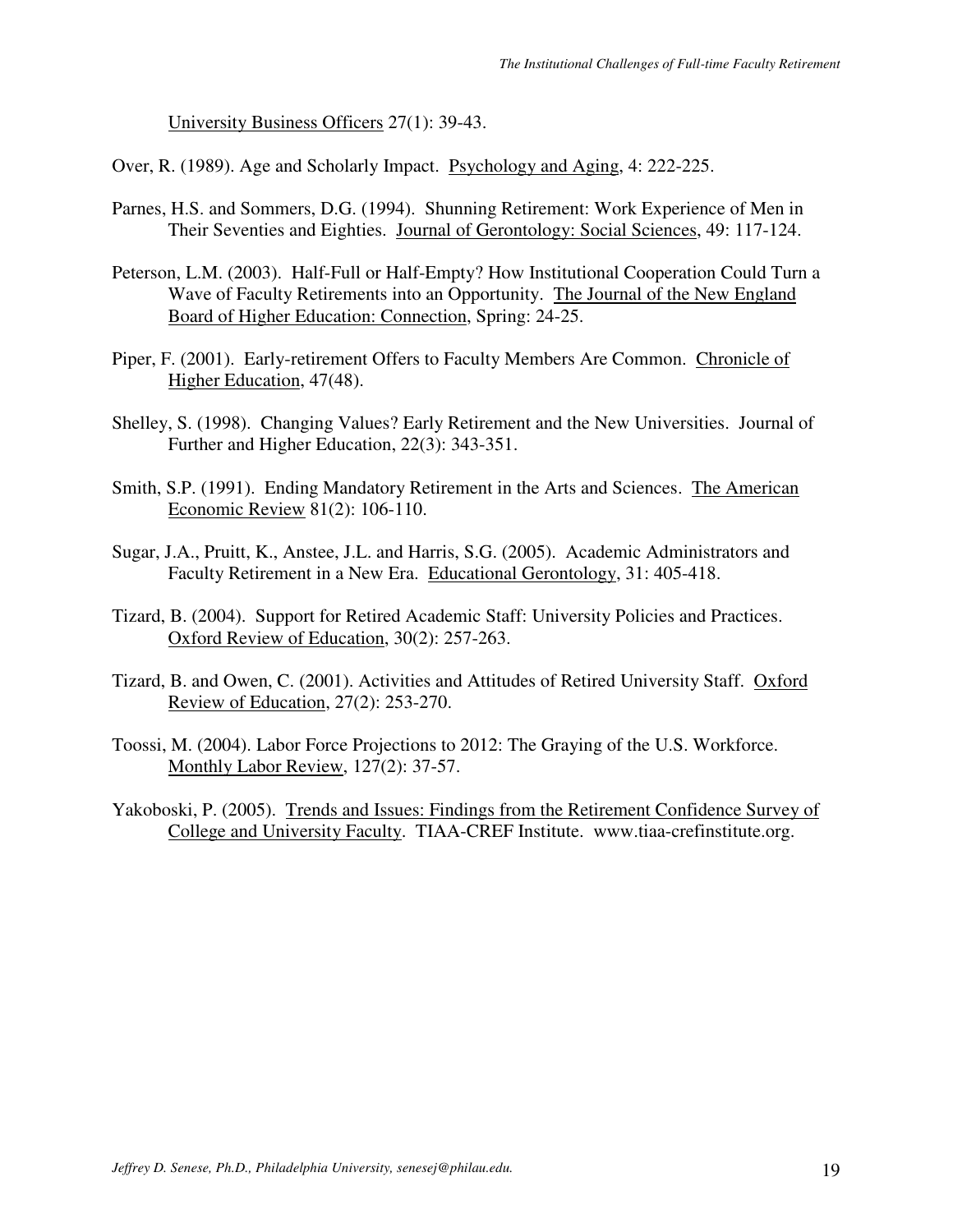University Business Officers 27(1): 39-43.

Over, R. (1989). Age and Scholarly Impact. Psychology and Aging, 4: 222-225.

Parnes, H.S. and Sommers, D.G. (1994). Shunning Retirement: Work Experience of Men in Their Seventies and Eighties. Journal of Gerontology: Social Sciences, 49: 117-124.

Peterson, L.M. (2003). Half-Full or Half-Empty? How Institutional Cooperation Could Turn a Wave of Faculty Retirements into an Opportunity. The Journal of the New England Board of Higher Education: Connection, Spring: 24-25.

Piper, F. (2001). Early-retirement Offers to Faculty Members Are Common. Chronicle of Higher Education, 47(48).

Shelley, S. (1998). Changing Values? Early Retirement and the New Universities. Journal of Further and Higher Education, 22(3): 343-351.

Smith, S.P. (1991). Ending Mandatory Retirement in the Arts and Sciences. The American Economic Review 81(2): 106-110.

Sugar, J.A., Pruitt, K., Anstee, J.L. and Harris, S.G. (2005). Academic Administrators and Faculty Retirement in a New Era. Educational Gerontology, 31: 405-418.

Tizard, B. (2004). Support for Retired Academic Staff: University Policies and Practices. Oxford Review of Education, 30(2): 257-263.

Tizard, B. and Owen, C. (2001). Activities and Attitudes of Retired University Staff. Oxford Review of Education, 27(2): 253-270.

Toossi, M. (2004). Labor Force Projections to 2012: The Graying of the U.S. Workforce. Monthly Labor Review, 127(2): 37-57.

Yakoboski, P. (2005). Trends and Issues: Findings from the Retirement Confidence Survey of College and University Faculty. TIAA-CREF Institute. www.tiaa-crefinstitute.org.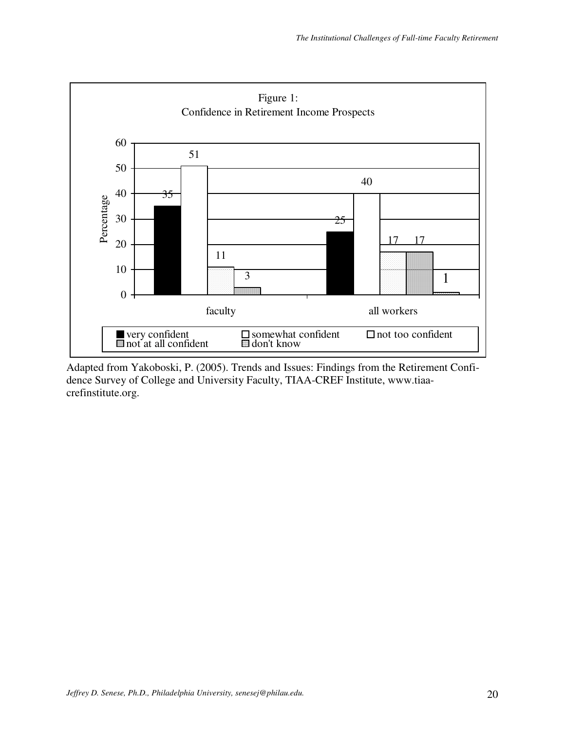Figure 1:
Confidence in Retirement Income Prospects

| | very confident | somewhat confident | not too confident | not at all confident | don't know |
|---|---|---|---|---|---|
| faculty | 35 | 51 | 11 | 3 | |
| all workers | 25 | 40 | 17 | 17 | 1 |

Adapted from Yakoboski, P. (2005). Trends and Issues: Findings from the Retirement Confidence Survey of College and University Faculty, TIAA-CREF Institute, www.tiaa-crefinstitute.org.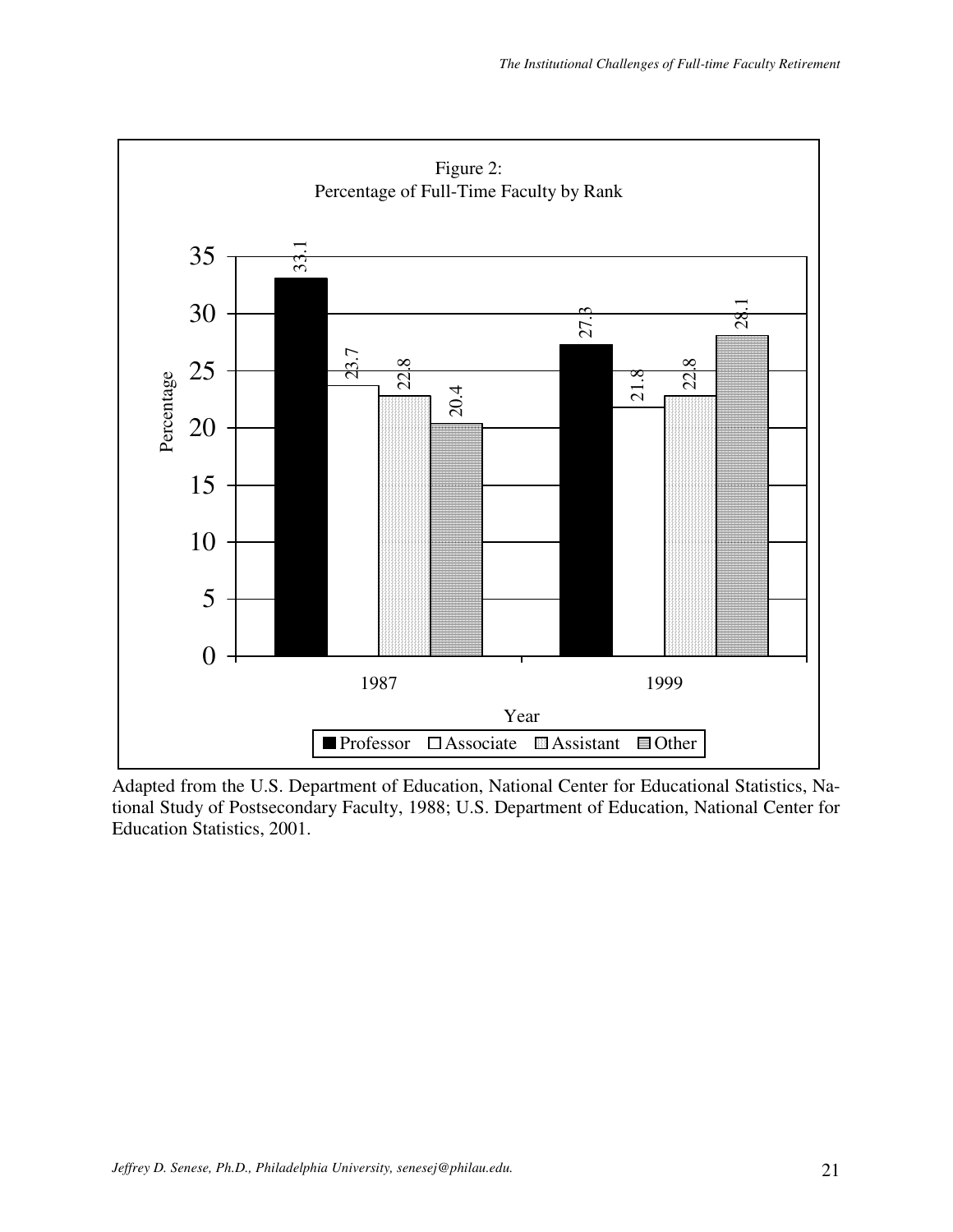Figure 2:
Percentage of Full-Time Faculty by Rank

| Year | Professor | Associate | Assistant | Other |
|---|---|---|---|---|
| 1987 | 33.1 | 23.7 | 22.8 | 20.4 |
| 1999 | 27.3 | 21.8 | 22.8 | 28.1 |

Adapted from the U.S. Department of Education, National Center for Educational Statistics, National Study of Postsecondary Faculty, 1988; U.S. Department of Education, National Center for Education Statistics, 2001.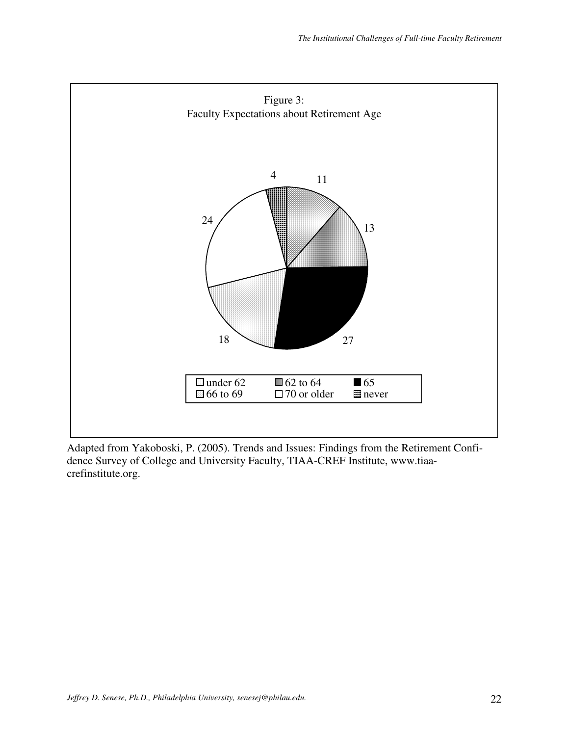Figure 3:
Faculty Expectations about Retirement Age

4
11
13
24
18
27

under 62
62 to 64
65
66 to 69
70 or older
never

Adapted from Yakoboski, P. (2005). Trends and Issues: Findings from the Retirement Confidence Survey of College and University Faculty, TIAA-CREF Institute, www.tiaa-crefinstitute.org.